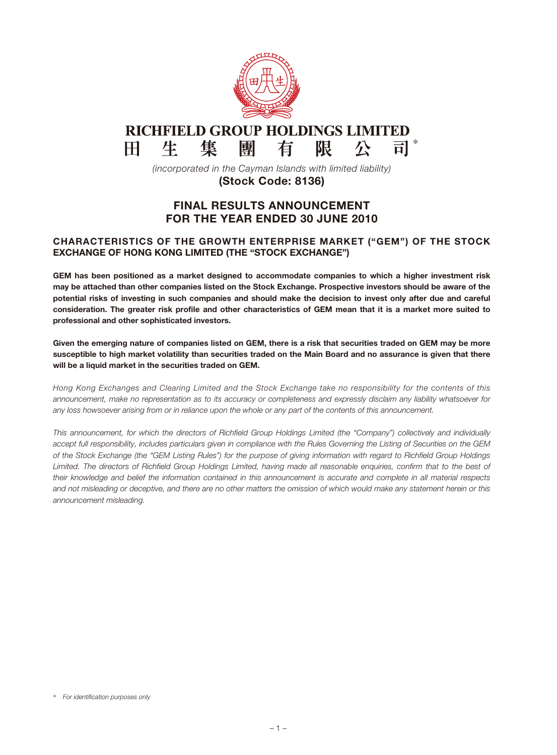# RICHFIELD GROUP HOLDINGS LIMITED

# 田生集團有限公司*

*(incorporated in the Cayman Islands with limited liability)*

**(Stock Code: 8136)**

## FINAL RESULTS ANNOUNCEMENT FOR THE YEAR ENDED 30 JUNE 2010

### CHARACTERISTICS OF THE GROWTH ENTERPRISE MARKET ("GEM") OF THE STOCK EXCHANGE OF HONG KONG LIMITED (THE "STOCK EXCHANGE")

**GEM has been positioned as a market designed to accommodate companies to which a higher investment risk may be attached than other companies listed on the Stock Exchange. Prospective investors should be aware of the potential risks of investing in such companies and should make the decision to invest only after due and careful consideration. The greater risk profile and other characteristics of GEM mean that it is a market more suited to professional and other sophisticated investors.**

**Given the emerging nature of companies listed on GEM, there is a risk that securities traded on GEM may be more susceptible to high market volatility than securities traded on the Main Board and no assurance is given that there will be a liquid market in the securities traded on GEM.**

*Hong Kong Exchanges and Clearing Limited and the Stock Exchange take no responsibility for the contents of this announcement, make no representation as to its accuracy or completeness and expressly disclaim any liability whatsoever for any loss howsoever arising from or in reliance upon the whole or any part of the contents of this announcement.*

*This announcement, for which the directors of Richfield Group Holdings Limited (the "Company") collectively and individually accept full responsibility, includes particulars given in compliance with the Rules Governing the Listing of Securities on the GEM of the Stock Exchange (the "GEM Listing Rules") for the purpose of giving information with regard to Richfield Group Holdings Limited. The directors of Richfield Group Holdings Limited, having made all reasonable enquiries, confirm that to the best of their knowledge and belief the information contained in this announcement is accurate and complete in all material respects and not misleading or deceptive, and there are no other matters the omission of which would make any statement herein or this announcement misleading.*

\* *For identification purposes only*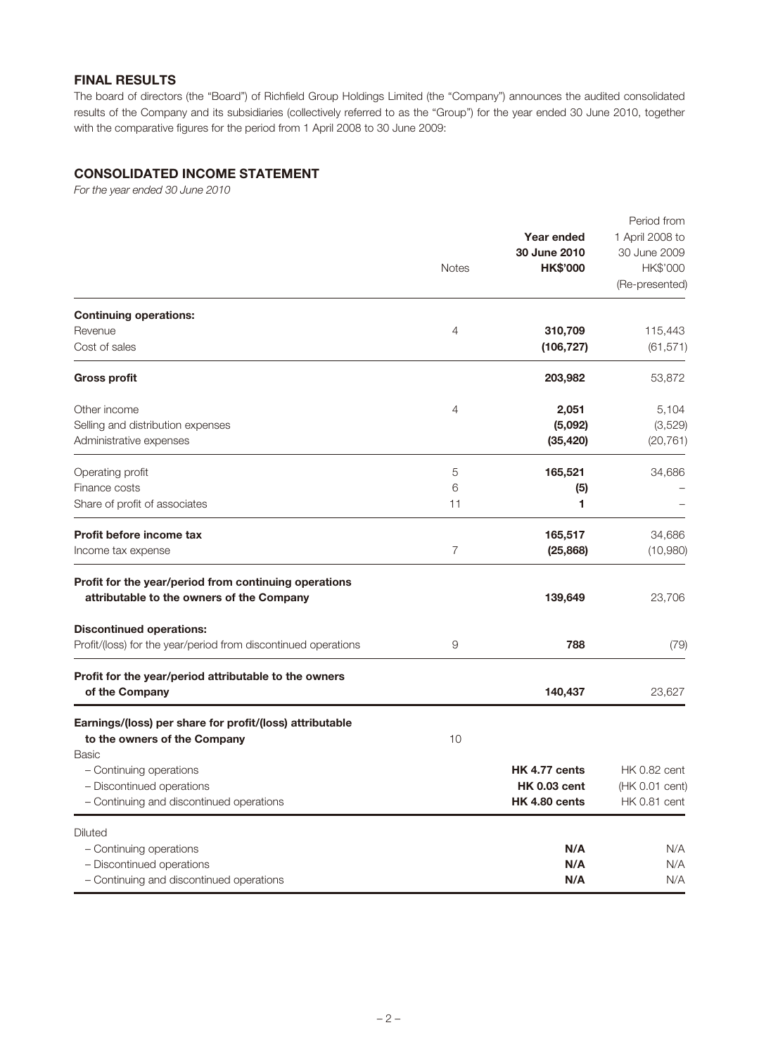## FINAL RESULTS

The board of directors (the "Board") of Richfield Group Holdings Limited (the "Company") announces the audited consolidated results of the Company and its subsidiaries (collectively referred to as the "Group") for the year ended 30 June 2010, together with the comparative figures for the period from 1 April 2008 to 30 June 2009:

## CONSOLIDATED INCOME STATEMENT

*For the year ended 30 June 2010*

| | Notes | **Year ended 30 June 2010 HK$'000** | Period from 1 April 2008 to 30 June 2009 HK$'000 (Re-presented) |
|---|---|---|---|
| **Continuing operations:** | | | |
| Revenue | 4 | **310,709** | 115,443 |
| Cost of sales | | **(106,727)** | (61,571) |
| **Gross profit** | | **203,982** | 53,872 |
| Other income | 4 | **2,051** | 5,104 |
| Selling and distribution expenses | | **(5,092)** | (3,529) |
| Administrative expenses | | **(35,420)** | (20,761) |
| Operating profit | 5 | **165,521** | 34,686 |
| Finance costs | 6 | **(5)** | – |
| Share of profit of associates | 11 | **1** | – |
| **Profit before income tax** | | **165,517** | 34,686 |
| Income tax expense | 7 | **(25,868)** | (10,980) |
| **Profit for the year/period from continuing operations attributable to the owners of the Company** | | **139,649** | 23,706 |
| **Discontinued operations:** | | | |
| Profit/(loss) for the year/period from discontinued operations | 9 | **788** | (79) |
| **Profit for the year/period attributable to the owners of the Company** | | **140,437** | 23,627 |
| **Earnings/(loss) per share for profit/(loss) attributable to the owners of the Company** | 10 | | |
| Basic | | | |
| – Continuing operations | | **HK 4.77 cents** | HK 0.82 cent |
| – Discontinued operations | | **HK 0.03 cent** | (HK 0.01 cent) |
| – Continuing and discontinued operations | | **HK 4.80 cents** | HK 0.81 cent |
| Diluted | | | |
| – Continuing operations | | **N/A** | N/A |
| – Discontinued operations | | **N/A** | N/A |
| – Continuing and discontinued operations | | **N/A** | N/A |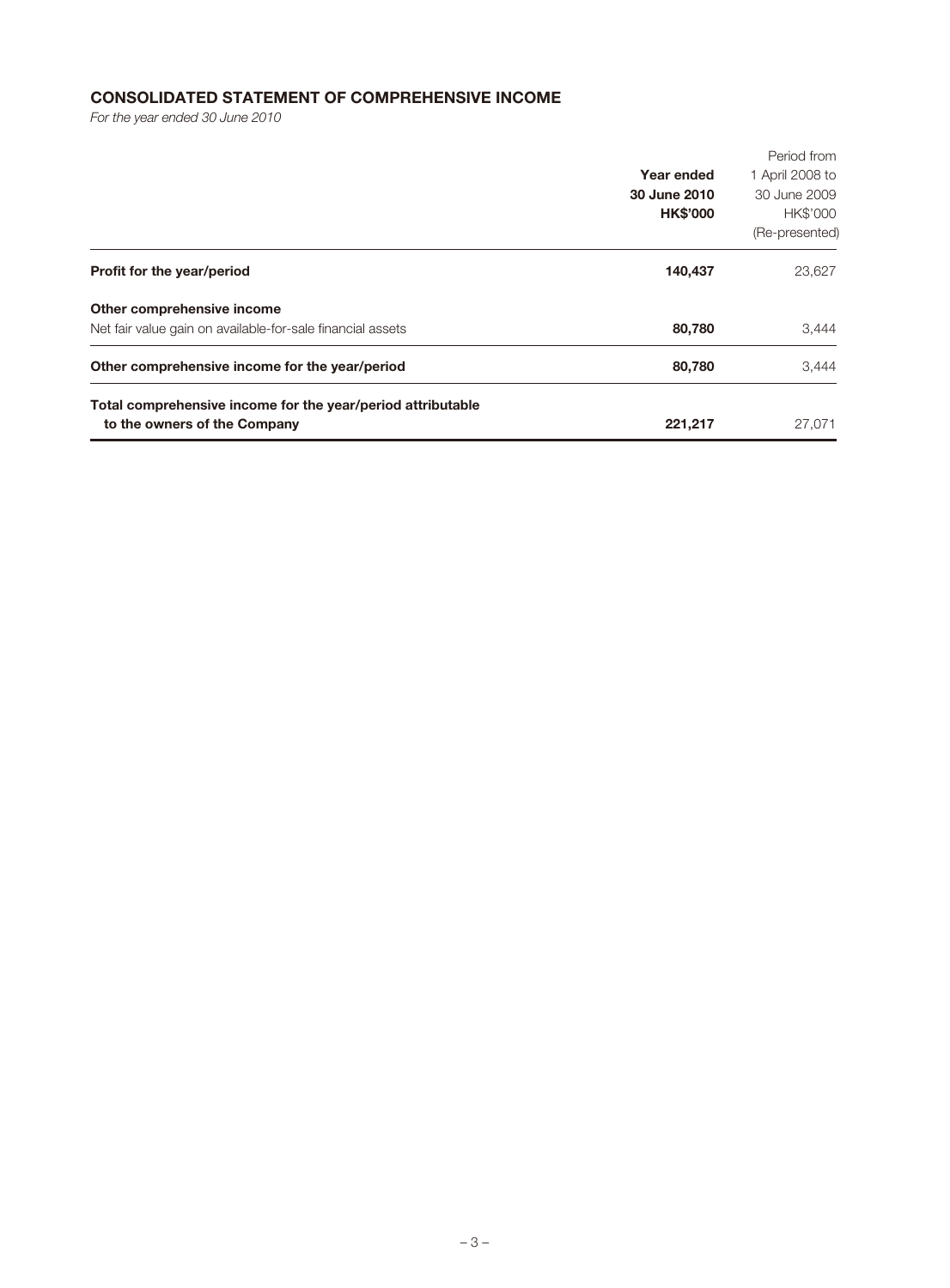## CONSOLIDATED STATEMENT OF COMPREHENSIVE INCOME

*For the year ended 30 June 2010*

| | **Year ended 30 June 2010 HK$'000** | Period from 1 April 2008 to 30 June 2009 HK$'000 (Re-presented) |
|---|---|---|
| **Profit for the year/period** | **140,437** | 23,627 |
| **Other comprehensive income** | | |
| Net fair value gain on available-for-sale financial assets | **80,780** | 3,444 |
| **Other comprehensive income for the year/period** | **80,780** | 3,444 |
| **Total comprehensive income for the year/period attributable to the owners of the Company** | **221,217** | 27,071 |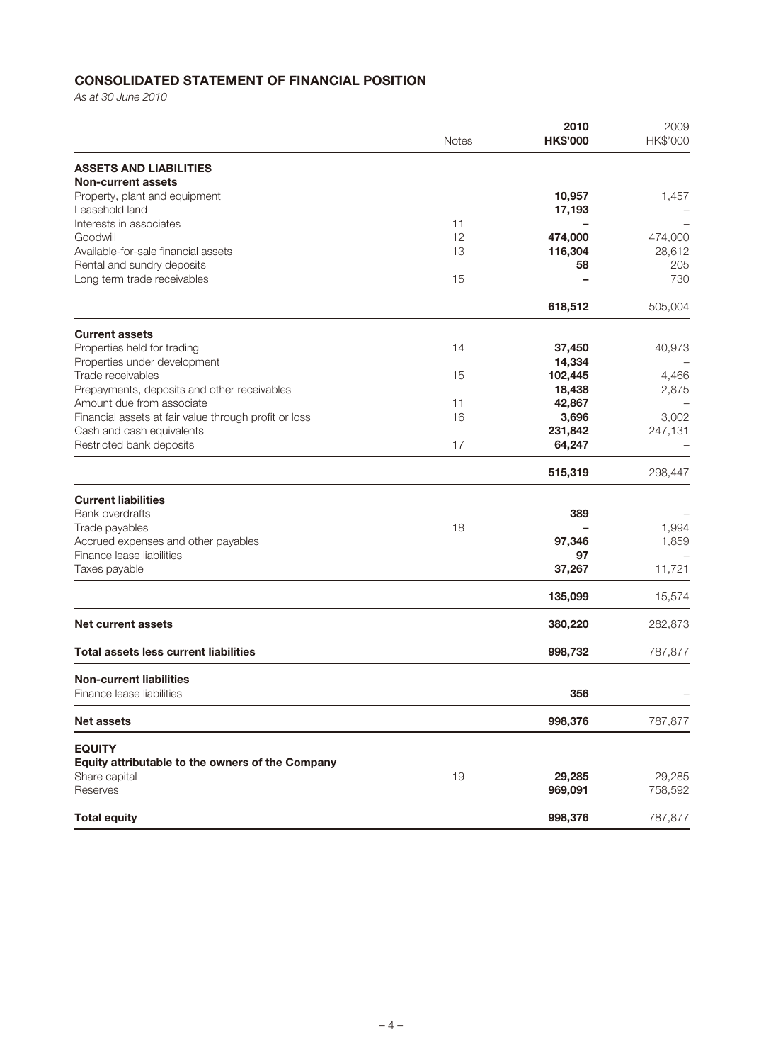## CONSOLIDATED STATEMENT OF FINANCIAL POSITION

*As at 30 June 2010*

| | Notes | 2010 HK$'000 | 2009 HK$'000 |
|---|---|---|---|
| **ASSETS AND LIABILITIES** | | | |
| **Non-current assets** | | | |
| Property, plant and equipment | | **10,957** | 1,457 |
| Leasehold land | | **17,193** | – |
| Interests in associates | 11 | **–** | – |
| Goodwill | 12 | **474,000** | 474,000 |
| Available-for-sale financial assets | 13 | **116,304** | 28,612 |
| Rental and sundry deposits | | **58** | 205 |
| Long term trade receivables | 15 | **–** | 730 |
| | | **618,512** | 505,004 |
| **Current assets** | | | |
| Properties held for trading | 14 | **37,450** | 40,973 |
| Properties under development | | **14,334** | – |
| Trade receivables | 15 | **102,445** | 4,466 |
| Prepayments, deposits and other receivables | | **18,438** | 2,875 |
| Amount due from associate | 11 | **42,867** | – |
| Financial assets at fair value through profit or loss | 16 | **3,696** | 3,002 |
| Cash and cash equivalents | | **231,842** | 247,131 |
| Restricted bank deposits | 17 | **64,247** | – |
| | | **515,319** | 298,447 |
| **Current liabilities** | | | |
| Bank overdrafts | | **389** | – |
| Trade payables | 18 | **–** | 1,994 |
| Accrued expenses and other payables | | **97,346** | 1,859 |
| Finance lease liabilities | | **97** | – |
| Taxes payable | | **37,267** | 11,721 |
| | | **135,099** | 15,574 |
| **Net current assets** | | **380,220** | 282,873 |
| **Total assets less current liabilities** | | **998,732** | 787,877 |
| **Non-current liabilities** | | | |
| Finance lease liabilities | | **356** | – |
| **Net assets** | | **998,376** | 787,877 |
| **EQUITY** | | | |
| **Equity attributable to the owners of the Company** | | | |
| Share capital | 19 | **29,285** | 29,285 |
| Reserves | | **969,091** | 758,592 |
| **Total equity** | | **998,376** | 787,877 |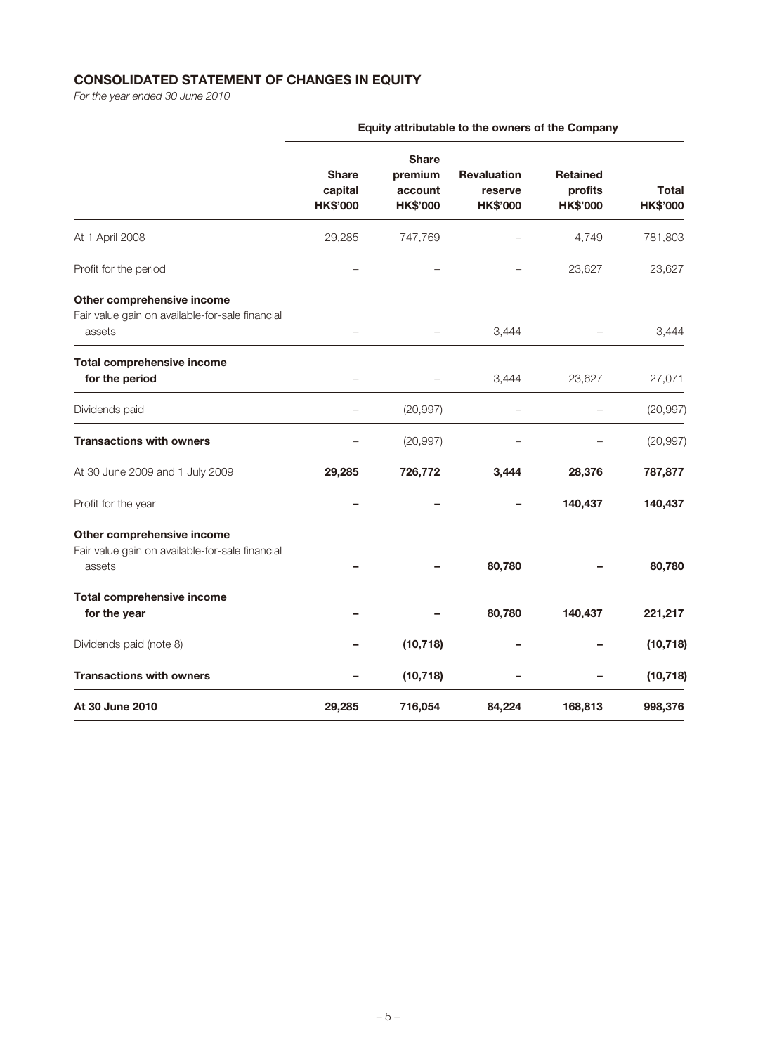## CONSOLIDATED STATEMENT OF CHANGES IN EQUITY

*For the year ended 30 June 2010*

| | Equity attributable to the owners of the Company | | | | |
|---|---|---|---|---|---|
| | **Share capital HK$'000** | **Share premium account HK$'000** | **Revaluation reserve HK$'000** | **Retained profits HK$'000** | **Total HK$'000** |
| At 1 April 2008 | 29,285 | 747,769 | – | 4,749 | 781,803 |
| Profit for the period | – | – | – | 23,627 | 23,627 |
| **Other comprehensive income** | | | | | |
| Fair value gain on available-for-sale financial assets | – | – | 3,444 | – | 3,444 |
| **Total comprehensive income for the period** | – | – | 3,444 | 23,627 | 27,071 |
| Dividends paid | – | (20,997) | – | – | (20,997) |
| **Transactions with owners** | – | (20,997) | – | – | (20,997) |
| At 30 June 2009 and 1 July 2009 | **29,285** | **726,772** | **3,444** | **28,376** | **787,877** |
| Profit for the year | **–** | **–** | **–** | **140,437** | **140,437** |
| **Other comprehensive income** | | | | | |
| Fair value gain on available-for-sale financial assets | **–** | **–** | **80,780** | **–** | **80,780** |
| **Total comprehensive income for the year** | **–** | **–** | **80,780** | **140,437** | **221,217** |
| Dividends paid (note 8) | **–** | **(10,718)** | **–** | **–** | **(10,718)** |
| **Transactions with owners** | **–** | **(10,718)** | **–** | **–** | **(10,718)** |
| **At 30 June 2010** | **29,285** | **716,054** | **84,224** | **168,813** | **998,376** |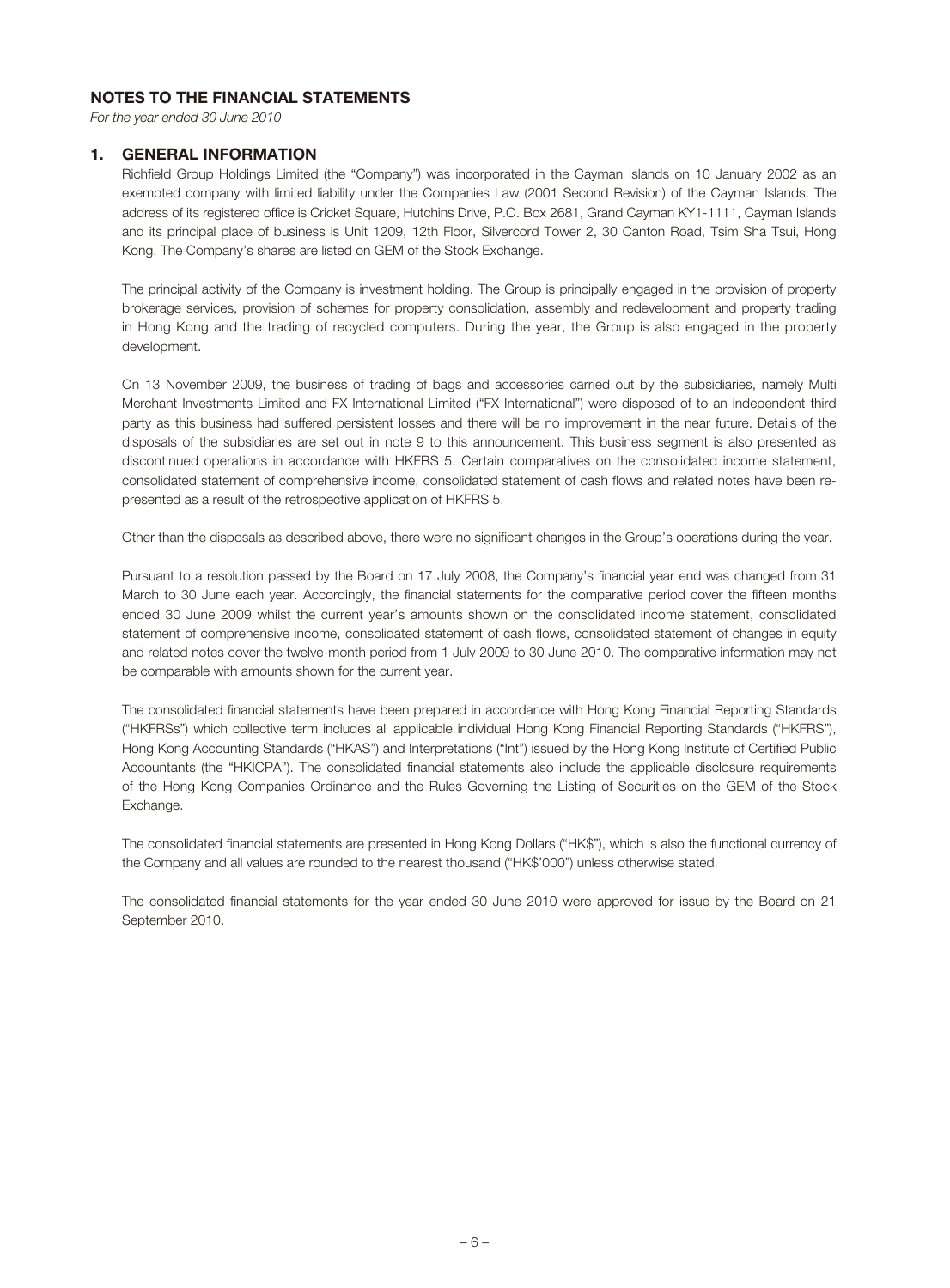## NOTES TO THE FINANCIAL STATEMENTS

*For the year ended 30 June 2010*

### 1. GENERAL INFORMATION

Richfield Group Holdings Limited (the "Company") was incorporated in the Cayman Islands on 10 January 2002 as an exempted company with limited liability under the Companies Law (2001 Second Revision) of the Cayman Islands. The address of its registered office is Cricket Square, Hutchins Drive, P.O. Box 2681, Grand Cayman KY1-1111, Cayman Islands and its principal place of business is Unit 1209, 12th Floor, Silvercord Tower 2, 30 Canton Road, Tsim Sha Tsui, Hong Kong. The Company's shares are listed on GEM of the Stock Exchange.

The principal activity of the Company is investment holding. The Group is principally engaged in the provision of property brokerage services, provision of schemes for property consolidation, assembly and redevelopment and property trading in Hong Kong and the trading of recycled computers. During the year, the Group is also engaged in the property development.

On 13 November 2009, the business of trading of bags and accessories carried out by the subsidiaries, namely Multi Merchant Investments Limited and FX International Limited ("FX International") were disposed of to an independent third party as this business had suffered persistent losses and there will be no improvement in the near future. Details of the disposals of the subsidiaries are set out in note 9 to this announcement. This business segment is also presented as discontinued operations in accordance with HKFRS 5. Certain comparatives on the consolidated income statement, consolidated statement of comprehensive income, consolidated statement of cash flows and related notes have been re-presented as a result of the retrospective application of HKFRS 5.

Other than the disposals as described above, there were no significant changes in the Group's operations during the year.

Pursuant to a resolution passed by the Board on 17 July 2008, the Company's financial year end was changed from 31 March to 30 June each year. Accordingly, the financial statements for the comparative period cover the fifteen months ended 30 June 2009 whilst the current year's amounts shown on the consolidated income statement, consolidated statement of comprehensive income, consolidated statement of cash flows, consolidated statement of changes in equity and related notes cover the twelve-month period from 1 July 2009 to 30 June 2010. The comparative information may not be comparable with amounts shown for the current year.

The consolidated financial statements have been prepared in accordance with Hong Kong Financial Reporting Standards ("HKFRSs") which collective term includes all applicable individual Hong Kong Financial Reporting Standards ("HKFRS"), Hong Kong Accounting Standards ("HKAS") and Interpretations ("Int") issued by the Hong Kong Institute of Certified Public Accountants (the "HKICPA"). The consolidated financial statements also include the applicable disclosure requirements of the Hong Kong Companies Ordinance and the Rules Governing the Listing of Securities on the GEM of the Stock Exchange.

The consolidated financial statements are presented in Hong Kong Dollars ("HK$"), which is also the functional currency of the Company and all values are rounded to the nearest thousand ("HK$'000") unless otherwise stated.

The consolidated financial statements for the year ended 30 June 2010 were approved for issue by the Board on 21 September 2010.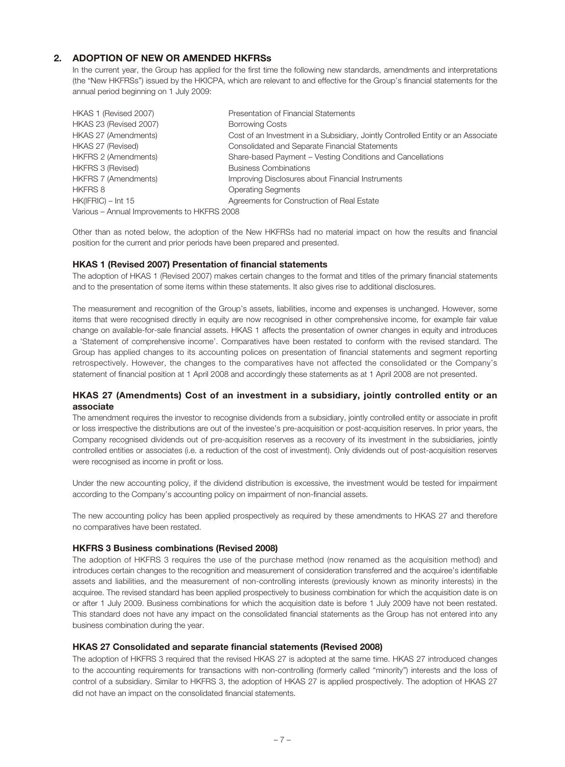## 2. ADOPTION OF NEW OR AMENDED HKFRSs

In the current year, the Group has applied for the first time the following new standards, amendments and interpretations (the "New HKFRSs") issued by the HKICPA, which are relevant to and effective for the Group's financial statements for the annual period beginning on 1 July 2009:

| | |
|---|---|
| HKAS 1 (Revised 2007) | Presentation of Financial Statements |
| HKAS 23 (Revised 2007) | Borrowing Costs |
| HKAS 27 (Amendments) | Cost of an Investment in a Subsidiary, Jointly Controlled Entity or an Associate |
| HKAS 27 (Revised) | Consolidated and Separate Financial Statements |
| HKFRS 2 (Amendments) | Share-based Payment – Vesting Conditions and Cancellations |
| HKFRS 3 (Revised) | Business Combinations |
| HKFRS 7 (Amendments) | Improving Disclosures about Financial Instruments |
| HKFRS 8 | Operating Segments |
| HK(IFRIC) – Int 15 | Agreements for Construction of Real Estate |
| Various – Annual Improvements to HKFRS 2008 | |

Other than as noted below, the adoption of the New HKFRSs had no material impact on how the results and financial position for the current and prior periods have been prepared and presented.

### HKAS 1 (Revised 2007) Presentation of financial statements

The adoption of HKAS 1 (Revised 2007) makes certain changes to the format and titles of the primary financial statements and to the presentation of some items within these statements. It also gives rise to additional disclosures.

The measurement and recognition of the Group's assets, liabilities, income and expenses is unchanged. However, some items that were recognised directly in equity are now recognised in other comprehensive income, for example fair value change on available-for-sale financial assets. HKAS 1 affects the presentation of owner changes in equity and introduces a 'Statement of comprehensive income'. Comparatives have been restated to conform with the revised standard. The Group has applied changes to its accounting polices on presentation of financial statements and segment reporting retrospectively. However, the changes to the comparatives have not affected the consolidated or the Company's statement of financial position at 1 April 2008 and accordingly these statements as at 1 April 2008 are not presented.

### HKAS 27 (Amendments) Cost of an investment in a subsidiary, jointly controlled entity or an associate

The amendment requires the investor to recognise dividends from a subsidiary, jointly controlled entity or associate in profit or loss irrespective the distributions are out of the investee's pre-acquisition or post-acquisition reserves. In prior years, the Company recognised dividends out of pre-acquisition reserves as a recovery of its investment in the subsidiaries, jointly controlled entities or associates (i.e. a reduction of the cost of investment). Only dividends out of post-acquisition reserves were recognised as income in profit or loss.

Under the new accounting policy, if the dividend distribution is excessive, the investment would be tested for impairment according to the Company's accounting policy on impairment of non-financial assets.

The new accounting policy has been applied prospectively as required by these amendments to HKAS 27 and therefore no comparatives have been restated.

### HKFRS 3 Business combinations (Revised 2008)

The adoption of HKFRS 3 requires the use of the purchase method (now renamed as the acquisition method) and introduces certain changes to the recognition and measurement of consideration transferred and the acquiree's identifiable assets and liabilities, and the measurement of non-controlling interests (previously known as minority interests) in the acquiree. The revised standard has been applied prospectively to business combination for which the acquisition date is on or after 1 July 2009. Business combinations for which the acquisition date is before 1 July 2009 have not been restated. This standard does not have any impact on the consolidated financial statements as the Group has not entered into any business combination during the year.

### HKAS 27 Consolidated and separate financial statements (Revised 2008)

The adoption of HKFRS 3 required that the revised HKAS 27 is adopted at the same time. HKAS 27 introduced changes to the accounting requirements for transactions with non-controlling (formerly called "minority") interests and the loss of control of a subsidiary. Similar to HKFRS 3, the adoption of HKAS 27 is applied prospectively. The adoption of HKAS 27 did not have an impact on the consolidated financial statements.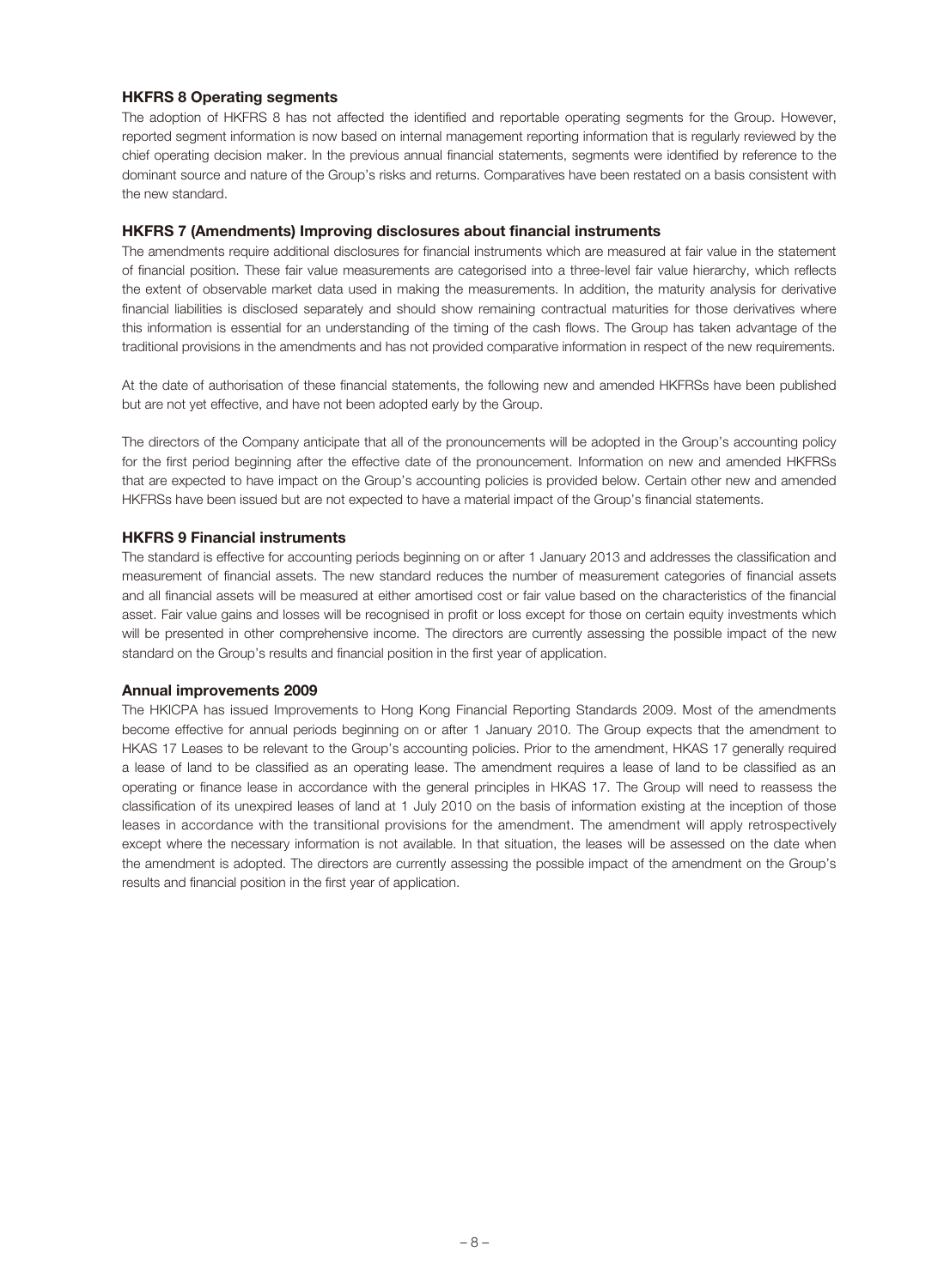### HKFRS 8 Operating segments

The adoption of HKFRS 8 has not affected the identified and reportable operating segments for the Group. However, reported segment information is now based on internal management reporting information that is regularly reviewed by the chief operating decision maker. In the previous annual financial statements, segments were identified by reference to the dominant source and nature of the Group's risks and returns. Comparatives have been restated on a basis consistent with the new standard.

### HKFRS 7 (Amendments) Improving disclosures about financial instruments

The amendments require additional disclosures for financial instruments which are measured at fair value in the statement of financial position. These fair value measurements are categorised into a three-level fair value hierarchy, which reflects the extent of observable market data used in making the measurements. In addition, the maturity analysis for derivative financial liabilities is disclosed separately and should show remaining contractual maturities for those derivatives where this information is essential for an understanding of the timing of the cash flows. The Group has taken advantage of the traditional provisions in the amendments and has not provided comparative information in respect of the new requirements.

At the date of authorisation of these financial statements, the following new and amended HKFRSs have been published but are not yet effective, and have not been adopted early by the Group.

The directors of the Company anticipate that all of the pronouncements will be adopted in the Group's accounting policy for the first period beginning after the effective date of the pronouncement. Information on new and amended HKFRSs that are expected to have impact on the Group's accounting policies is provided below. Certain other new and amended HKFRSs have been issued but are not expected to have a material impact of the Group's financial statements.

### HKFRS 9 Financial instruments

The standard is effective for accounting periods beginning on or after 1 January 2013 and addresses the classification and measurement of financial assets. The new standard reduces the number of measurement categories of financial assets and all financial assets will be measured at either amortised cost or fair value based on the characteristics of the financial asset. Fair value gains and losses will be recognised in profit or loss except for those on certain equity investments which will be presented in other comprehensive income. The directors are currently assessing the possible impact of the new standard on the Group's results and financial position in the first year of application.

### Annual improvements 2009

The HKICPA has issued Improvements to Hong Kong Financial Reporting Standards 2009. Most of the amendments become effective for annual periods beginning on or after 1 January 2010. The Group expects that the amendment to HKAS 17 Leases to be relevant to the Group's accounting policies. Prior to the amendment, HKAS 17 generally required a lease of land to be classified as an operating lease. The amendment requires a lease of land to be classified as an operating or finance lease in accordance with the general principles in HKAS 17. The Group will need to reassess the classification of its unexpired leases of land at 1 July 2010 on the basis of information existing at the inception of those leases in accordance with the transitional provisions for the amendment. The amendment will apply retrospectively except where the necessary information is not available. In that situation, the leases will be assessed on the date when the amendment is adopted. The directors are currently assessing the possible impact of the amendment on the Group's results and financial position in the first year of application.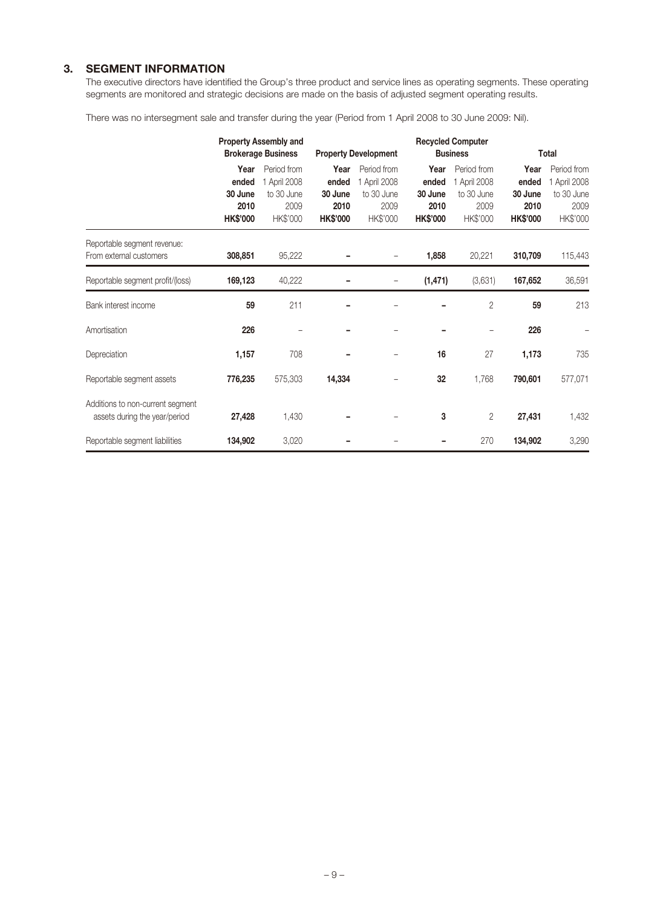## 3. SEGMENT INFORMATION

The executive directors have identified the Group's three product and service lines as operating segments. These operating segments are monitored and strategic decisions are made on the basis of adjusted segment operating results.

There was no intersegment sale and transfer during the year (Period from 1 April 2008 to 30 June 2009: Nil).

| | Property Assembly and Brokerage Business | | Property Development | | Recycled Computer Business | | Total | |
|---|---|---|---|---|---|---|---|---|
| | **Year ended 30 June 2010 HK$'000** | Period from 1 April 2008 to 30 June 2009 HK$'000 | **Year ended 30 June 2010 HK$'000** | Period from 1 April 2008 to 30 June 2009 HK$'000 | **Year ended 30 June 2010 HK$'000** | Period from 1 April 2008 to 30 June 2009 HK$'000 | **Year ended 30 June 2010 HK$'000** | Period from 1 April 2008 to 30 June 2009 HK$'000 |
| Reportable segment revenue: From external customers | **308,851** | 95,222 | **–** | – | **1,858** | 20,221 | **310,709** | 115,443 |
| Reportable segment profit/(loss) | **169,123** | 40,222 | **–** | – | **(1,471)** | (3,631) | **167,652** | 36,591 |
| Bank interest income | **59** | 211 | **–** | – | **–** | 2 | **59** | 213 |
| Amortisation | **226** | – | **–** | – | **–** | – | **226** | – |
| Depreciation | **1,157** | 708 | **–** | – | **16** | 27 | **1,173** | 735 |
| Reportable segment assets | **776,235** | 575,303 | **14,334** | – | **32** | 1,768 | **790,601** | 577,071 |
| Additions to non-current segment assets during the year/period | **27,428** | 1,430 | **–** | – | **3** | 2 | **27,431** | 1,432 |
| Reportable segment liabilities | **134,902** | 3,020 | **–** | – | **–** | 270 | **134,902** | 3,290 |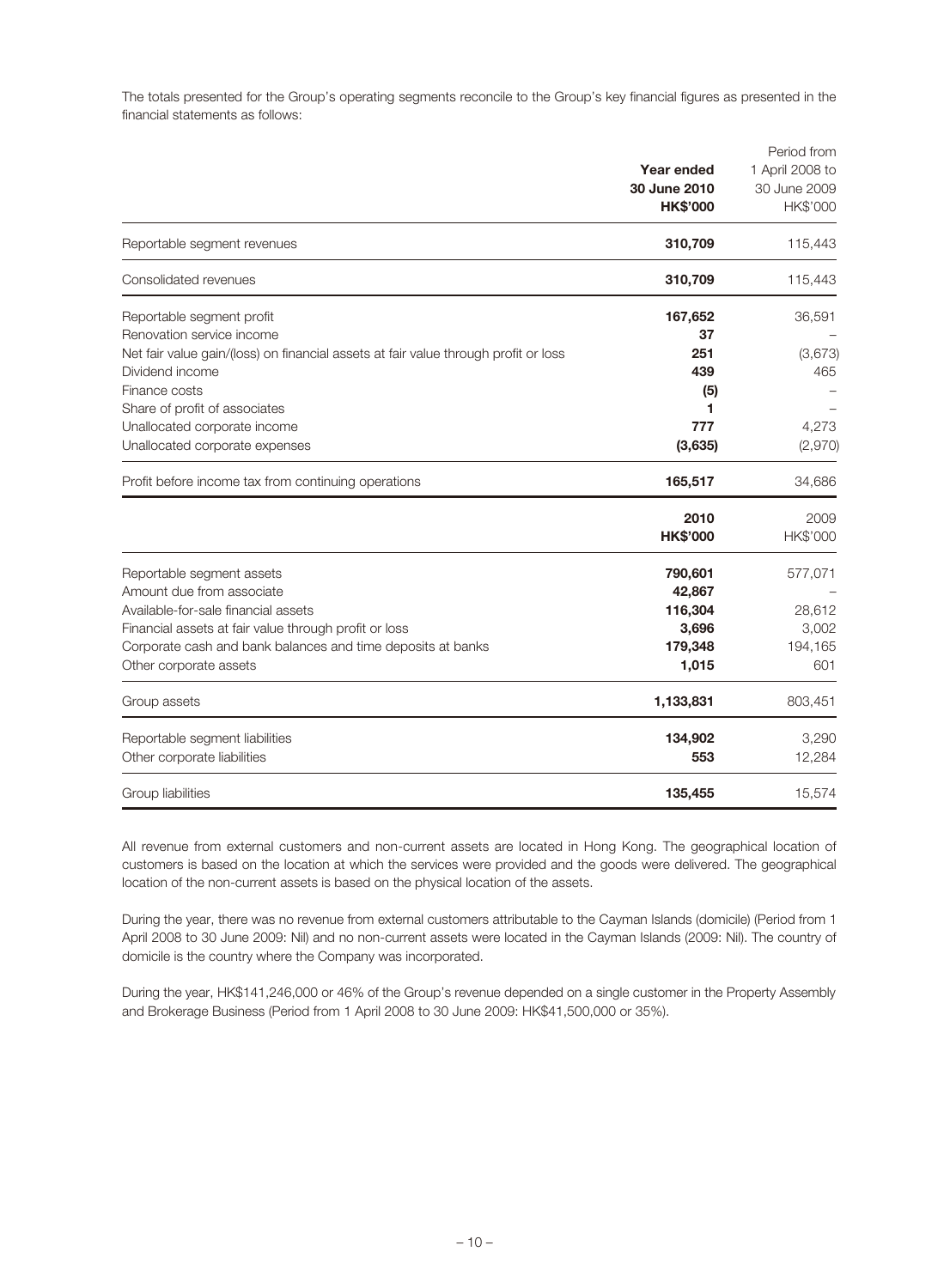The totals presented for the Group's operating segments reconcile to the Group's key financial figures as presented in the financial statements as follows:

| | **Year ended 30 June 2010 HK$'000** | Period from 1 April 2008 to 30 June 2009 HK$'000 |
|---|---|---|
| Reportable segment revenues | **310,709** | 115,443 |
| Consolidated revenues | **310,709** | 115,443 |
| Reportable segment profit | **167,652** | 36,591 |
| Renovation service income | **37** | – |
| Net fair value gain/(loss) on financial assets at fair value through profit or loss | **251** | (3,673) |
| Dividend income | **439** | 465 |
| Finance costs | **(5)** | – |
| Share of profit of associates | **1** | – |
| Unallocated corporate income | **777** | 4,273 |
| Unallocated corporate expenses | **(3,635)** | (2,970) |
| Profit before income tax from continuing operations | **165,517** | 34,686 |

| | **2010 HK$'000** | 2009 HK$'000 |
|---|---|---|
| Reportable segment assets | **790,601** | 577,071 |
| Amount due from associate | **42,867** | – |
| Available-for-sale financial assets | **116,304** | 28,612 |
| Financial assets at fair value through profit or loss | **3,696** | 3,002 |
| Corporate cash and bank balances and time deposits at banks | **179,348** | 194,165 |
| Other corporate assets | **1,015** | 601 |
| Group assets | **1,133,831** | 803,451 |
| Reportable segment liabilities | **134,902** | 3,290 |
| Other corporate liabilities | **553** | 12,284 |
| Group liabilities | **135,455** | 15,574 |

All revenue from external customers and non-current assets are located in Hong Kong. The geographical location of customers is based on the location at which the services were provided and the goods were delivered. The geographical location of the non-current assets is based on the physical location of the assets.

During the year, there was no revenue from external customers attributable to the Cayman Islands (domicile) (Period from 1 April 2008 to 30 June 2009: Nil) and no non-current assets were located in the Cayman Islands (2009: Nil). The country of domicile is the country where the Company was incorporated.

During the year, HK$141,246,000 or 46% of the Group's revenue depended on a single customer in the Property Assembly and Brokerage Business (Period from 1 April 2008 to 30 June 2009: HK$41,500,000 or 35%).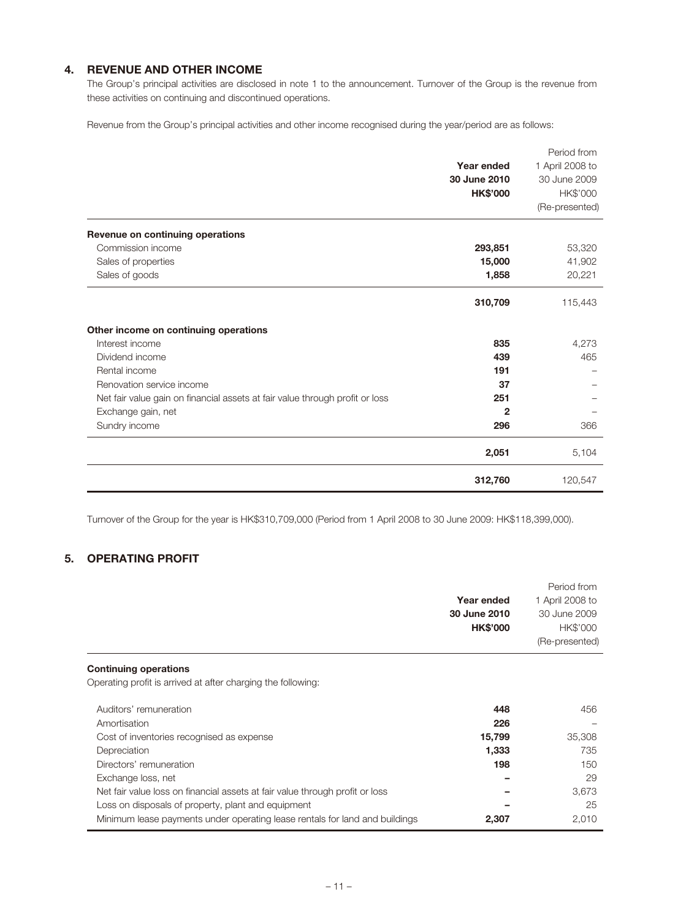## 4. REVENUE AND OTHER INCOME

The Group's principal activities are disclosed in note 1 to the announcement. Turnover of the Group is the revenue from these activities on continuing and discontinued operations.

Revenue from the Group's principal activities and other income recognised during the year/period are as follows:

| | **Year ended 30 June 2010 HK$'000** | Period from 1 April 2008 to 30 June 2009 HK$'000 (Re-presented) |
|---|---|---|
| **Revenue on continuing operations** | | |
| Commission income | **293,851** | 53,320 |
| Sales of properties | **15,000** | 41,902 |
| Sales of goods | **1,858** | 20,221 |
| | **310,709** | 115,443 |
| **Other income on continuing operations** | | |
| Interest income | **835** | 4,273 |
| Dividend income | **439** | 465 |
| Rental income | **191** | – |
| Renovation service income | **37** | – |
| Net fair value gain on financial assets at fair value through profit or loss | **251** | – |
| Exchange gain, net | **2** | – |
| Sundry income | **296** | 366 |
| | **2,051** | 5,104 |
| | **312,760** | 120,547 |

Turnover of the Group for the year is HK$310,709,000 (Period from 1 April 2008 to 30 June 2009: HK$118,399,000).

## 5. OPERATING PROFIT

| | **Year ended 30 June 2010 HK$'000** | Period from 1 April 2008 to 30 June 2009 HK$'000 (Re-presented) |
|---|---|---|
| **Continuing operations** | | |
| Operating profit is arrived at after charging the following: | | |
| Auditors' remuneration | **448** | 456 |
| Amortisation | **226** | – |
| Cost of inventories recognised as expense | **15,799** | 35,308 |
| Depreciation | **1,333** | 735 |
| Directors' remuneration | **198** | 150 |
| Exchange loss, net | **–** | 29 |
| Net fair value loss on financial assets at fair value through profit or loss | **–** | 3,673 |
| Loss on disposals of property, plant and equipment | **–** | 25 |
| Minimum lease payments under operating lease rentals for land and buildings | **2,307** | 2,010 |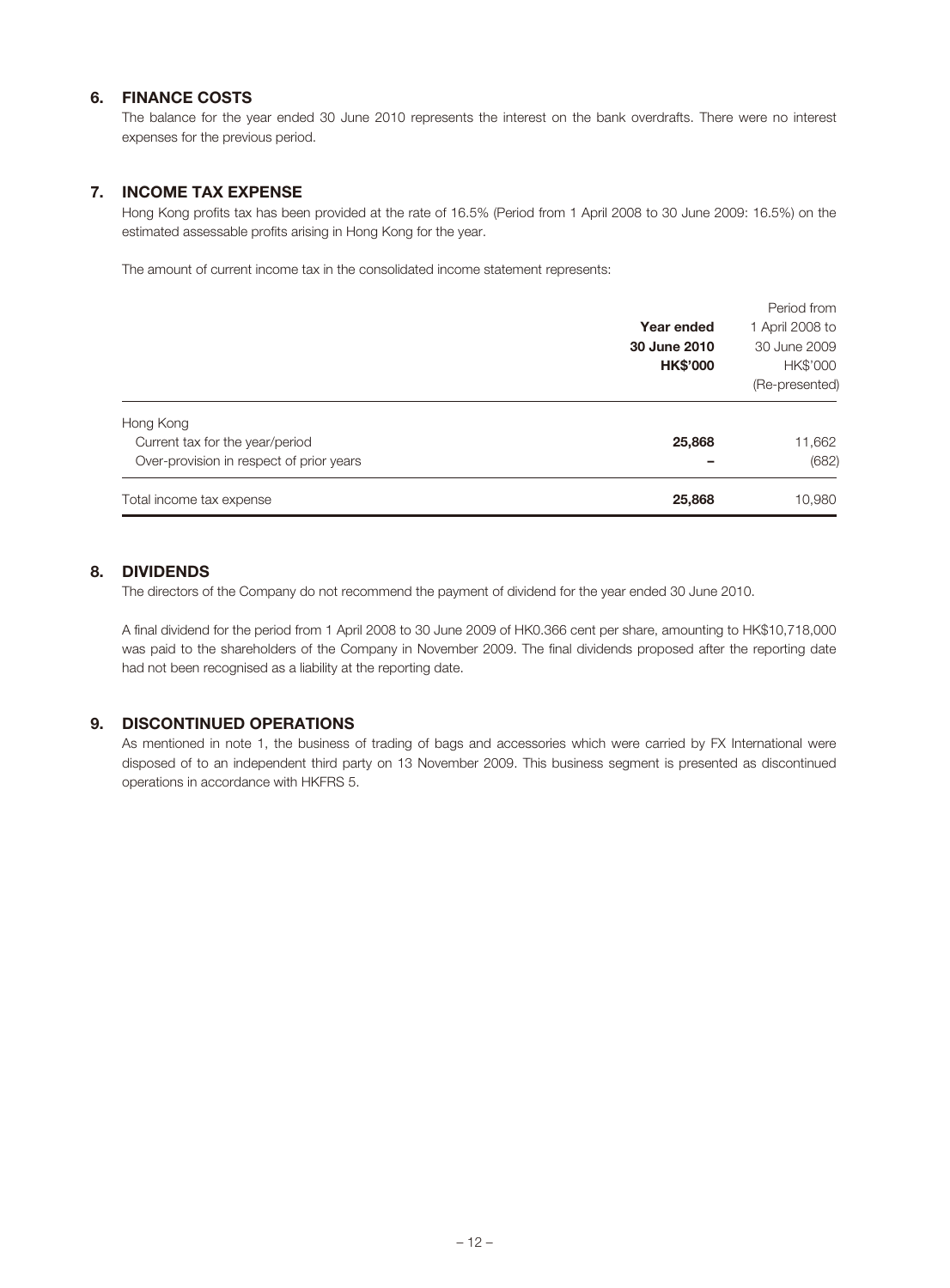## 6. FINANCE COSTS

The balance for the year ended 30 June 2010 represents the interest on the bank overdrafts. There were no interest expenses for the previous period.

## 7. INCOME TAX EXPENSE

Hong Kong profits tax has been provided at the rate of 16.5% (Period from 1 April 2008 to 30 June 2009: 16.5%) on the estimated assessable profits arising in Hong Kong for the year.

The amount of current income tax in the consolidated income statement represents:

| | **Year ended 30 June 2010 HK$'000** | Period from 1 April 2008 to 30 June 2009 HK$'000 (Re-presented) |
|---|---|---|
| Hong Kong | | |
| Current tax for the year/period | **25,868** | 11,662 |
| Over-provision in respect of prior years | **–** | (682) |
| Total income tax expense | **25,868** | 10,980 |

## 8. DIVIDENDS

The directors of the Company do not recommend the payment of dividend for the year ended 30 June 2010.

A final dividend for the period from 1 April 2008 to 30 June 2009 of HK0.366 cent per share, amounting to HK$10,718,000 was paid to the shareholders of the Company in November 2009. The final dividends proposed after the reporting date had not been recognised as a liability at the reporting date.

## 9. DISCONTINUED OPERATIONS

As mentioned in note 1, the business of trading of bags and accessories which were carried by FX International were disposed of to an independent third party on 13 November 2009. This business segment is presented as discontinued operations in accordance with HKFRS 5.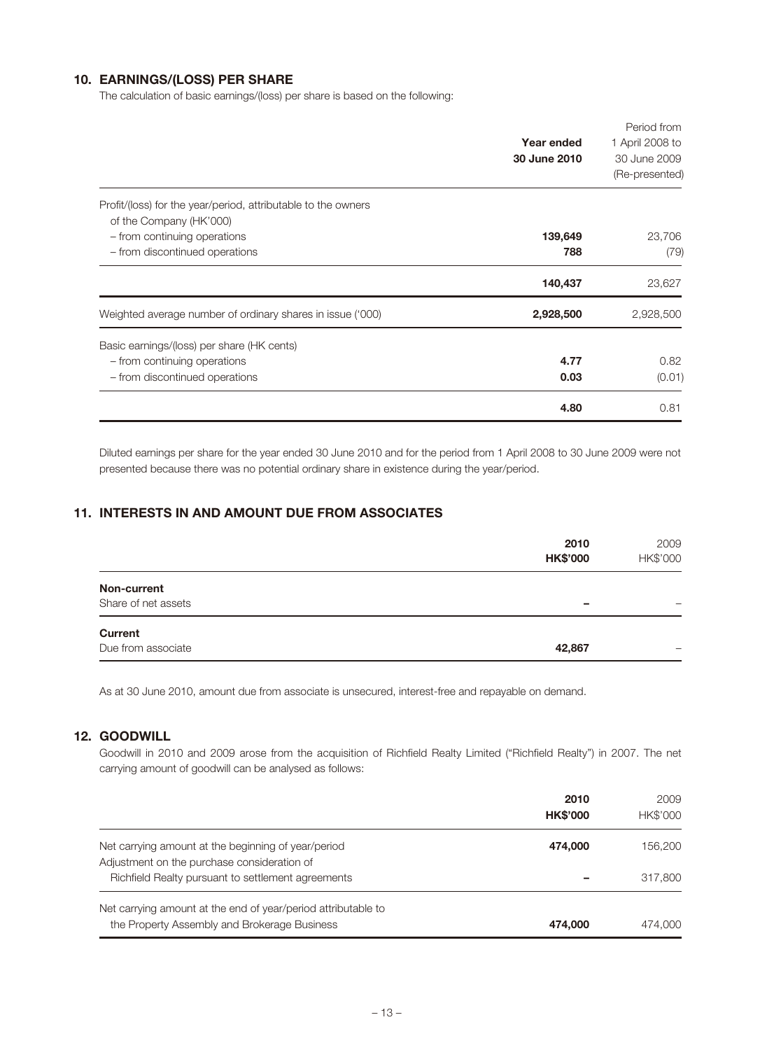## 10. EARNINGS/(LOSS) PER SHARE

The calculation of basic earnings/(loss) per share is based on the following:

| | **Year ended 30 June 2010** | Period from 1 April 2008 to 30 June 2009 (Re-presented) |
|---|---|---|
| Profit/(loss) for the year/period, attributable to the owners of the Company (HK'000) | | |
| – from continuing operations | **139,649** | 23,706 |
| – from discontinued operations | **788** | (79) |
| | **140,437** | 23,627 |
| Weighted average number of ordinary shares in issue ('000) | **2,928,500** | 2,928,500 |
| Basic earnings/(loss) per share (HK cents) | | |
| – from continuing operations | **4.77** | 0.82 |
| – from discontinued operations | **0.03** | (0.01) |
| | **4.80** | 0.81 |

Diluted earnings per share for the year ended 30 June 2010 and for the period from 1 April 2008 to 30 June 2009 were not presented because there was no potential ordinary share in existence during the year/period.

## 11. INTERESTS IN AND AMOUNT DUE FROM ASSOCIATES

| | **2010 HK$'000** | 2009 HK$'000 |
|---|---|---|
| **Non-current** | | |
| Share of net assets | **–** | – |
| **Current** | | |
| Due from associate | **42,867** | – |

As at 30 June 2010, amount due from associate is unsecured, interest-free and repayable on demand.

## 12. GOODWILL

Goodwill in 2010 and 2009 arose from the acquisition of Richfield Realty Limited ("Richfield Realty") in 2007. The net carrying amount of goodwill can be analysed as follows:

| | **2010 HK$'000** | 2009 HK$'000 |
|---|---|---|
| Net carrying amount at the beginning of year/period | **474,000** | 156,200 |
| Adjustment on the purchase consideration of Richfield Realty pursuant to settlement agreements | **–** | 317,800 |
| Net carrying amount at the end of year/period attributable to the Property Assembly and Brokerage Business | **474,000** | 474,000 |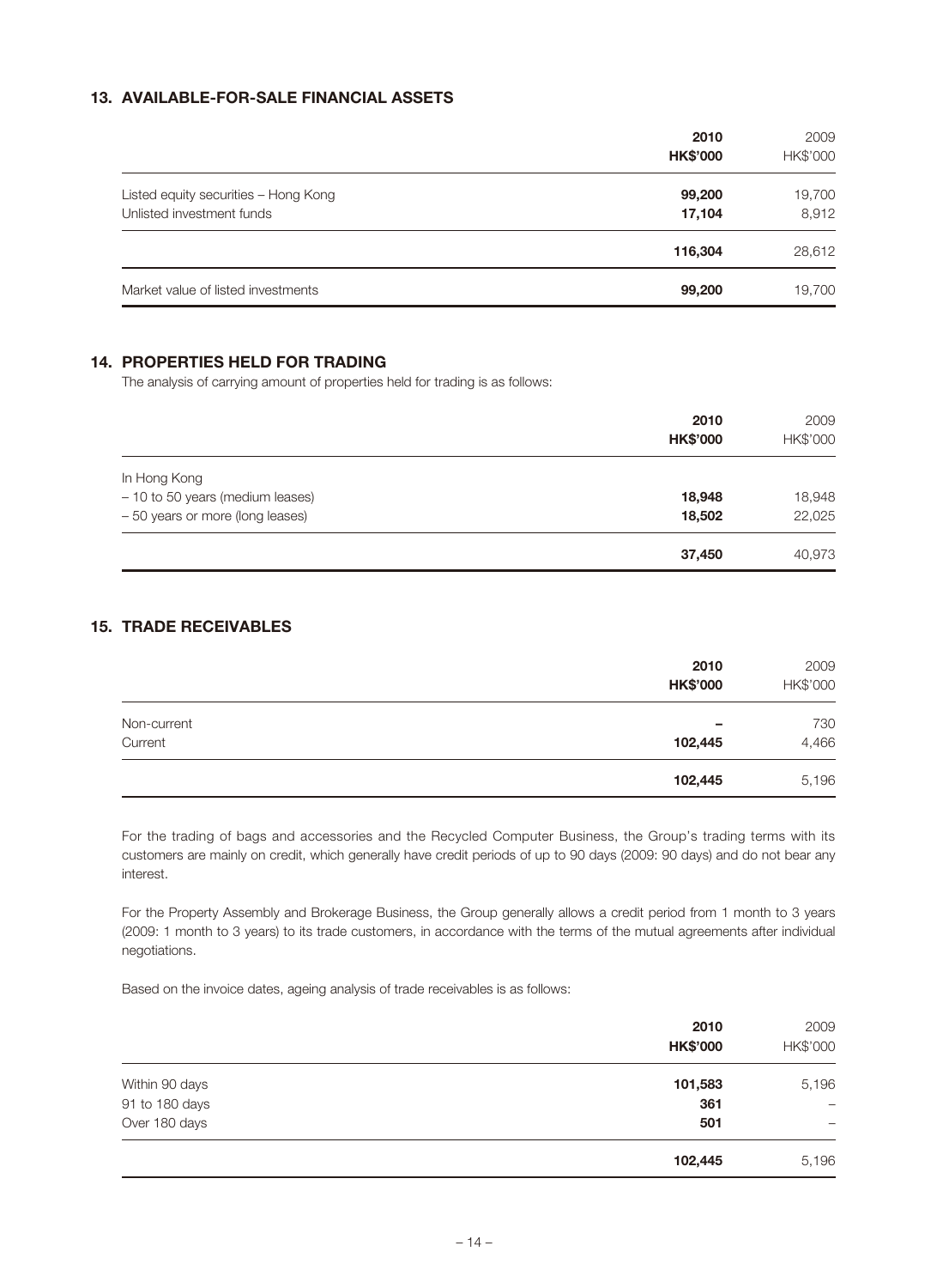## 13. AVAILABLE-FOR-SALE FINANCIAL ASSETS

| | 2010 HK$'000 | 2009 HK$'000 |
|---|---|---|
| Listed equity securities – Hong Kong | **99,200** | 19,700 |
| Unlisted investment funds | **17,104** | 8,912 |
| | **116,304** | 28,612 |
| Market value of listed investments | **99,200** | 19,700 |

## 14. PROPERTIES HELD FOR TRADING

The analysis of carrying amount of properties held for trading is as follows:

| | 2010 HK$'000 | 2009 HK$'000 |
|---|---|---|
| In Hong Kong | | |
| – 10 to 50 years (medium leases) | **18,948** | 18,948 |
| – 50 years or more (long leases) | **18,502** | 22,025 |
| | **37,450** | 40,973 |

## 15. TRADE RECEIVABLES

| | 2010 HK$'000 | 2009 HK$'000 |
|---|---|---|
| Non-current | **–** | 730 |
| Current | **102,445** | 4,466 |
| | **102,445** | 5,196 |

For the trading of bags and accessories and the Recycled Computer Business, the Group's trading terms with its customers are mainly on credit, which generally have credit periods of up to 90 days (2009: 90 days) and do not bear any interest.

For the Property Assembly and Brokerage Business, the Group generally allows a credit period from 1 month to 3 years (2009: 1 month to 3 years) to its trade customers, in accordance with the terms of the mutual agreements after individual negotiations.

Based on the invoice dates, ageing analysis of trade receivables is as follows:

| | 2010 HK$'000 | 2009 HK$'000 |
|---|---|---|
| Within 90 days | **101,583** | 5,196 |
| 91 to 180 days | **361** | – |
| Over 180 days | **501** | – |
| | **102,445** | 5,196 |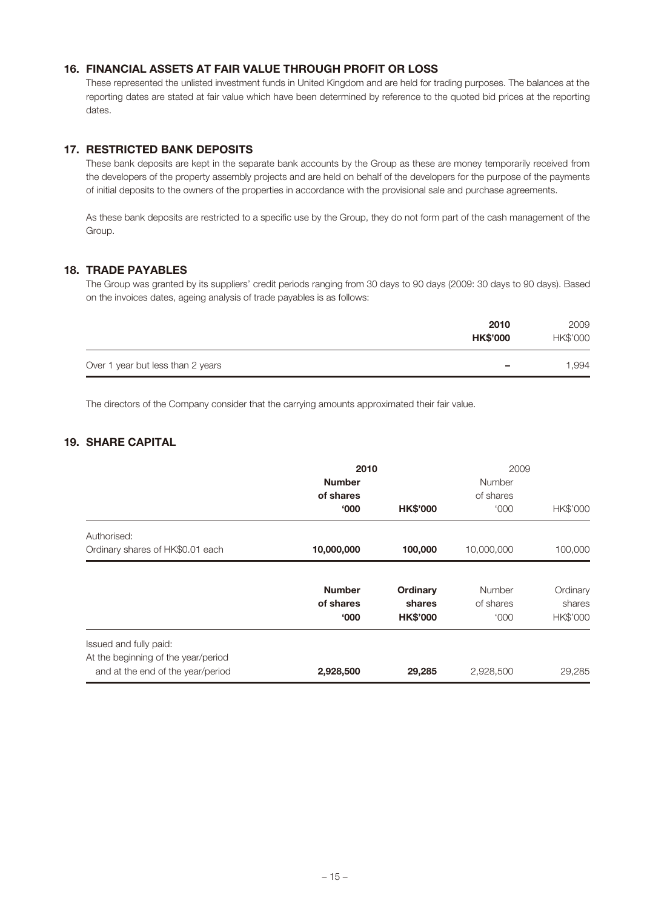## 16. FINANCIAL ASSETS AT FAIR VALUE THROUGH PROFIT OR LOSS

These represented the unlisted investment funds in United Kingdom and are held for trading purposes. The balances at the reporting dates are stated at fair value which have been determined by reference to the quoted bid prices at the reporting dates.

## 17. RESTRICTED BANK DEPOSITS

These bank deposits are kept in the separate bank accounts by the Group as these are money temporarily received from the developers of the property assembly projects and are held on behalf of the developers for the purpose of the payments of initial deposits to the owners of the properties in accordance with the provisional sale and purchase agreements.

As these bank deposits are restricted to a specific use by the Group, they do not form part of the cash management of the Group.

## 18. TRADE PAYABLES

The Group was granted by its suppliers' credit periods ranging from 30 days to 90 days (2009: 30 days to 90 days). Based on the invoices dates, ageing analysis of trade payables is as follows:

| | **2010** **HK$'000** | 2009 HK$'000 |
|---|---|---|
| Over 1 year but less than 2 years | **–** | 1,994 |

The directors of the Company consider that the carrying amounts approximated their fair value.

## 19. SHARE CAPITAL

| | **2010** | | 2009 | |
|---|---|---|---|---|
| | **Number of shares '000** | **HK$'000** | Number of shares '000 | HK$'000 |
| Authorised: | | | | |
| Ordinary shares of HK$0.01 each | **10,000,000** | **100,000** | 10,000,000 | 100,000 |

| | **Number of shares '000** | **Ordinary shares HK$'000** | Number of shares '000 | Ordinary shares HK$'000 |
|---|---|---|---|---|
| Issued and fully paid: | | | | |
| At the beginning of the year/period and at the end of the year/period | **2,928,500** | **29,285** | 2,928,500 | 29,285 |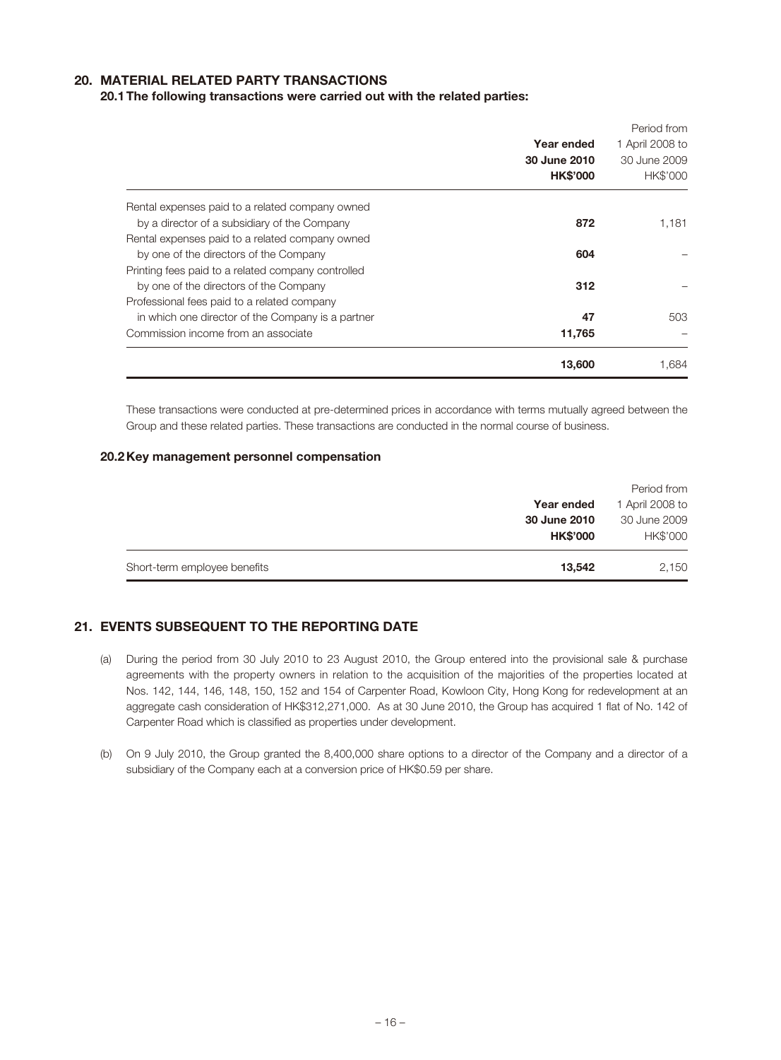## 20. MATERIAL RELATED PARTY TRANSACTIONS

### 20.1 The following transactions were carried out with the related parties:

| | Year ended 30 June 2010 HK$'000 | Period from 1 April 2008 to 30 June 2009 HK$'000 |
|---|---|---|
| Rental expenses paid to a related company owned by a director of a subsidiary of the Company | **872** | 1,181 |
| Rental expenses paid to a related company owned by one of the directors of the Company | **604** | – |
| Printing fees paid to a related company controlled by one of the directors of the Company | **312** | – |
| Professional fees paid to a related company in which one director of the Company is a partner | **47** | 503 |
| Commission income from an associate | **11,765** | – |
| | **13,600** | 1,684 |

These transactions were conducted at pre-determined prices in accordance with terms mutually agreed between the Group and these related parties. These transactions are conducted in the normal course of business.

### 20.2 Key management personnel compensation

| | Year ended 30 June 2010 HK$'000 | Period from 1 April 2008 to 30 June 2009 HK$'000 |
|---|---|---|
| Short-term employee benefits | **13,542** | 2,150 |

## 21. EVENTS SUBSEQUENT TO THE REPORTING DATE

(a) During the period from 30 July 2010 to 23 August 2010, the Group entered into the provisional sale & purchase agreements with the property owners in relation to the acquisition of the majorities of the properties located at Nos. 142, 144, 146, 148, 150, 152 and 154 of Carpenter Road, Kowloon City, Hong Kong for redevelopment at an aggregate cash consideration of HK$312,271,000. As at 30 June 2010, the Group has acquired 1 flat of No. 142 of Carpenter Road which is classified as properties under development.

(b) On 9 July 2010, the Group granted the 8,400,000 share options to a director of the Company and a director of a subsidiary of the Company each at a conversion price of HK$0.59 per share.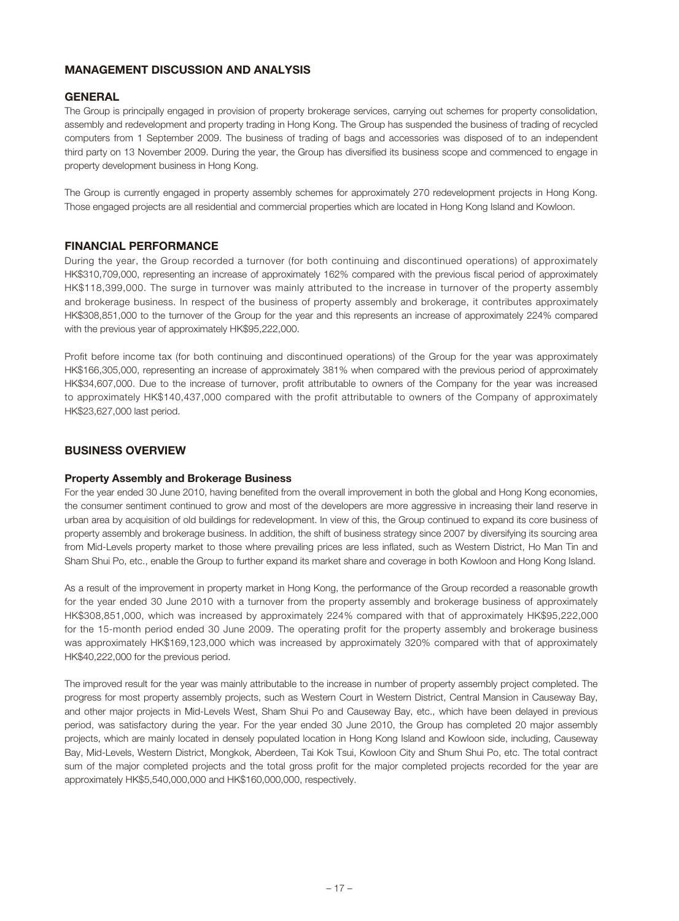## MANAGEMENT DISCUSSION AND ANALYSIS

### GENERAL

The Group is principally engaged in provision of property brokerage services, carrying out schemes for property consolidation, assembly and redevelopment and property trading in Hong Kong. The Group has suspended the business of trading of recycled computers from 1 September 2009. The business of trading of bags and accessories was disposed of to an independent third party on 13 November 2009. During the year, the Group has diversified its business scope and commenced to engage in property development business in Hong Kong.

The Group is currently engaged in property assembly schemes for approximately 270 redevelopment projects in Hong Kong. Those engaged projects are all residential and commercial properties which are located in Hong Kong Island and Kowloon.

### FINANCIAL PERFORMANCE

During the year, the Group recorded a turnover (for both continuing and discontinued operations) of approximately HK$310,709,000, representing an increase of approximately 162% compared with the previous fiscal period of approximately HK$118,399,000. The surge in turnover was mainly attributed to the increase in turnover of the property assembly and brokerage business. In respect of the business of property assembly and brokerage, it contributes approximately HK$308,851,000 to the turnover of the Group for the year and this represents an increase of approximately 224% compared with the previous year of approximately HK$95,222,000.

Profit before income tax (for both continuing and discontinued operations) of the Group for the year was approximately HK$166,305,000, representing an increase of approximately 381% when compared with the previous period of approximately HK$34,607,000. Due to the increase of turnover, profit attributable to owners of the Company for the year was increased to approximately HK$140,437,000 compared with the profit attributable to owners of the Company of approximately HK$23,627,000 last period.

### BUSINESS OVERVIEW

#### Property Assembly and Brokerage Business

For the year ended 30 June 2010, having benefited from the overall improvement in both the global and Hong Kong economies, the consumer sentiment continued to grow and most of the developers are more aggressive in increasing their land reserve in urban area by acquisition of old buildings for redevelopment. In view of this, the Group continued to expand its core business of property assembly and brokerage business. In addition, the shift of business strategy since 2007 by diversifying its sourcing area from Mid-Levels property market to those where prevailing prices are less inflated, such as Western District, Ho Man Tin and Sham Shui Po, etc., enable the Group to further expand its market share and coverage in both Kowloon and Hong Kong Island.

As a result of the improvement in property market in Hong Kong, the performance of the Group recorded a reasonable growth for the year ended 30 June 2010 with a turnover from the property assembly and brokerage business of approximately HK$308,851,000, which was increased by approximately 224% compared with that of approximately HK$95,222,000 for the 15-month period ended 30 June 2009. The operating profit for the property assembly and brokerage business was approximately HK$169,123,000 which was increased by approximately 320% compared with that of approximately HK$40,222,000 for the previous period.

The improved result for the year was mainly attributable to the increase in number of property assembly project completed. The progress for most property assembly projects, such as Western Court in Western District, Central Mansion in Causeway Bay, and other major projects in Mid-Levels West, Sham Shui Po and Causeway Bay, etc., which have been delayed in previous period, was satisfactory during the year. For the year ended 30 June 2010, the Group has completed 20 major assembly projects, which are mainly located in densely populated location in Hong Kong Island and Kowloon side, including, Causeway Bay, Mid-Levels, Western District, Mongkok, Aberdeen, Tai Kok Tsui, Kowloon City and Shum Shui Po, etc. The total contract sum of the major completed projects and the total gross profit for the major completed projects recorded for the year are approximately HK$5,540,000,000 and HK$160,000,000, respectively.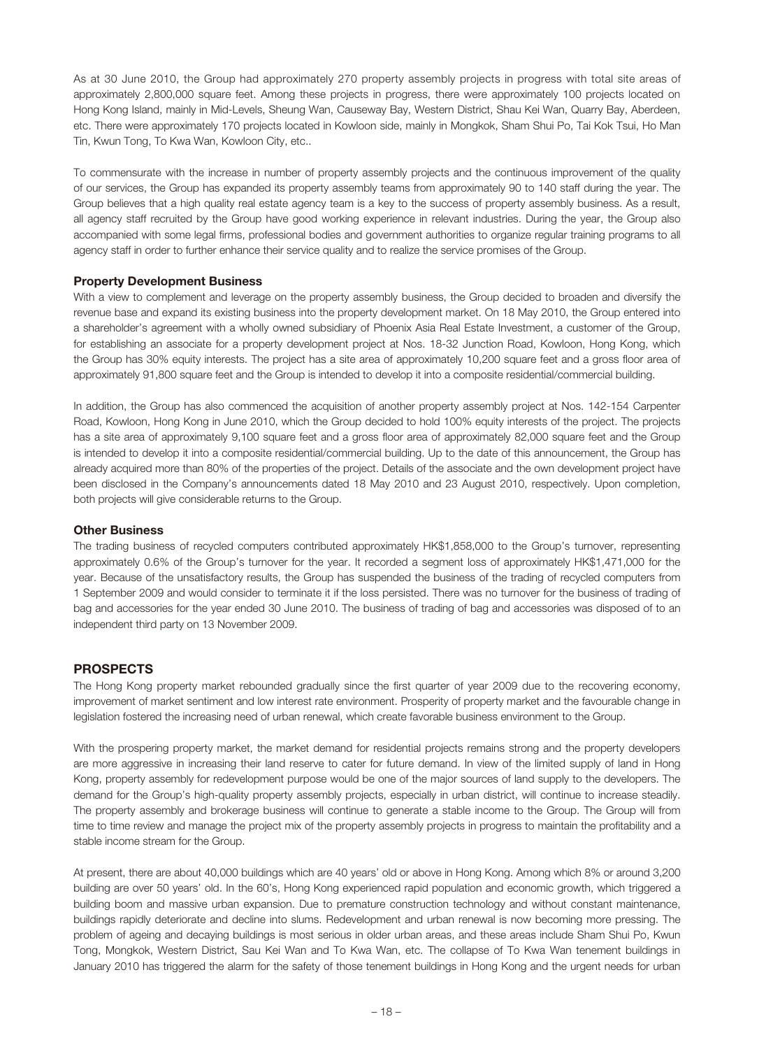As at 30 June 2010, the Group had approximately 270 property assembly projects in progress with total site areas of approximately 2,800,000 square feet. Among these projects in progress, there were approximately 100 projects located on Hong Kong Island, mainly in Mid-Levels, Sheung Wan, Causeway Bay, Western District, Shau Kei Wan, Quarry Bay, Aberdeen, etc. There were approximately 170 projects located in Kowloon side, mainly in Mongkok, Sham Shui Po, Tai Kok Tsui, Ho Man Tin, Kwun Tong, To Kwa Wan, Kowloon City, etc..

To commensurate with the increase in number of property assembly projects and the continuous improvement of the quality of our services, the Group has expanded its property assembly teams from approximately 90 to 140 staff during the year. The Group believes that a high quality real estate agency team is a key to the success of property assembly business. As a result, all agency staff recruited by the Group have good working experience in relevant industries. During the year, the Group also accompanied with some legal firms, professional bodies and government authorities to organize regular training programs to all agency staff in order to further enhance their service quality and to realize the service promises of the Group.

### Property Development Business

With a view to complement and leverage on the property assembly business, the Group decided to broaden and diversify the revenue base and expand its existing business into the property development market. On 18 May 2010, the Group entered into a shareholder's agreement with a wholly owned subsidiary of Phoenix Asia Real Estate Investment, a customer of the Group, for establishing an associate for a property development project at Nos. 18-32 Junction Road, Kowloon, Hong Kong, which the Group has 30% equity interests. The project has a site area of approximately 10,200 square feet and a gross floor area of approximately 91,800 square feet and the Group is intended to develop it into a composite residential/commercial building.

In addition, the Group has also commenced the acquisition of another property assembly project at Nos. 142-154 Carpenter Road, Kowloon, Hong Kong in June 2010, which the Group decided to hold 100% equity interests of the project. The projects has a site area of approximately 9,100 square feet and a gross floor area of approximately 82,000 square feet and the Group is intended to develop it into a composite residential/commercial building. Up to the date of this announcement, the Group has already acquired more than 80% of the properties of the project. Details of the associate and the own development project have been disclosed in the Company's announcements dated 18 May 2010 and 23 August 2010, respectively. Upon completion, both projects will give considerable returns to the Group.

### Other Business

The trading business of recycled computers contributed approximately HK$1,858,000 to the Group's turnover, representing approximately 0.6% of the Group's turnover for the year. It recorded a segment loss of approximately HK$1,471,000 for the year. Because of the unsatisfactory results, the Group has suspended the business of the trading of recycled computers from 1 September 2009 and would consider to terminate it if the loss persisted. There was no turnover for the business of trading of bag and accessories for the year ended 30 June 2010. The business of trading of bag and accessories was disposed of to an independent third party on 13 November 2009.

## PROSPECTS

The Hong Kong property market rebounded gradually since the first quarter of year 2009 due to the recovering economy, improvement of market sentiment and low interest rate environment. Prosperity of property market and the favourable change in legislation fostered the increasing need of urban renewal, which create favorable business environment to the Group.

With the prospering property market, the market demand for residential projects remains strong and the property developers are more aggressive in increasing their land reserve to cater for future demand. In view of the limited supply of land in Hong Kong, property assembly for redevelopment purpose would be one of the major sources of land supply to the developers. The demand for the Group's high-quality property assembly projects, especially in urban district, will continue to increase steadily. The property assembly and brokerage business will continue to generate a stable income to the Group. The Group will from time to time review and manage the project mix of the property assembly projects in progress to maintain the profitability and a stable income stream for the Group.

At present, there are about 40,000 buildings which are 40 years' old or above in Hong Kong. Among which 8% or around 3,200 building are over 50 years' old. In the 60's, Hong Kong experienced rapid population and economic growth, which triggered a building boom and massive urban expansion. Due to premature construction technology and without constant maintenance, buildings rapidly deteriorate and decline into slums. Redevelopment and urban renewal is now becoming more pressing. The problem of ageing and decaying buildings is most serious in older urban areas, and these areas include Sham Shui Po, Kwun Tong, Mongkok, Western District, Sau Kei Wan and To Kwa Wan, etc. The collapse of To Kwa Wan tenement buildings in January 2010 has triggered the alarm for the safety of those tenement buildings in Hong Kong and the urgent needs for urban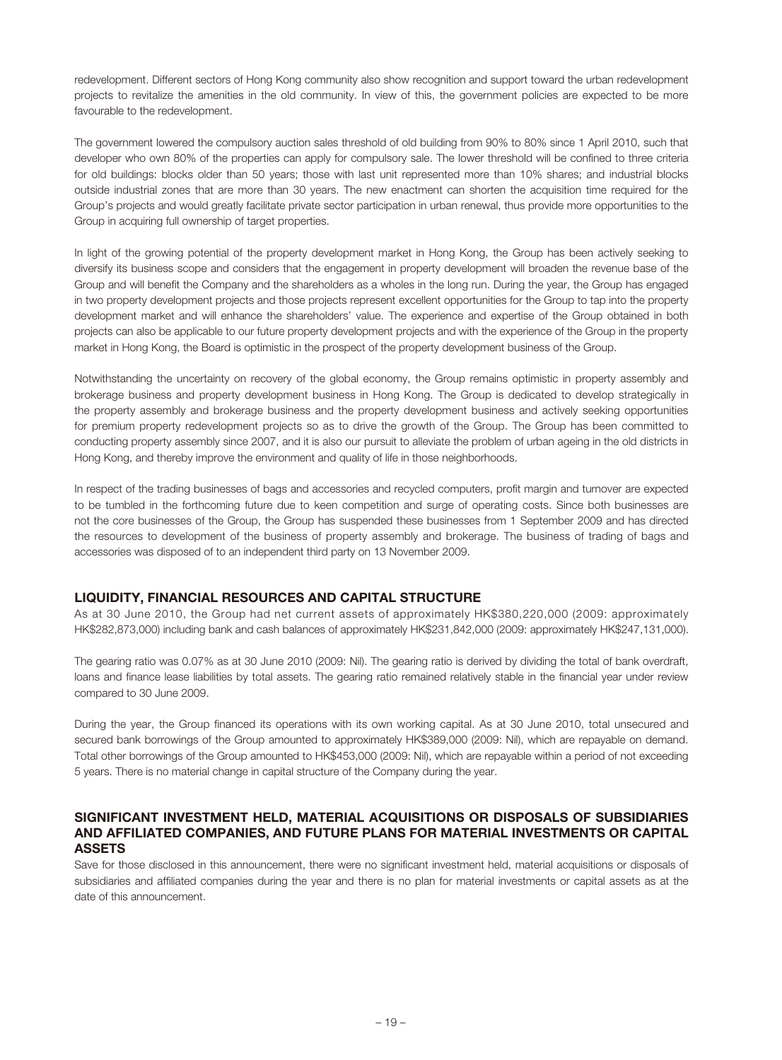redevelopment. Different sectors of Hong Kong community also show recognition and support toward the urban redevelopment projects to revitalize the amenities in the old community. In view of this, the government policies are expected to be more favourable to the redevelopment.

The government lowered the compulsory auction sales threshold of old building from 90% to 80% since 1 April 2010, such that developer who own 80% of the properties can apply for compulsory sale. The lower threshold will be confined to three criteria for old buildings: blocks older than 50 years; those with last unit represented more than 10% shares; and industrial blocks outside industrial zones that are more than 30 years. The new enactment can shorten the acquisition time required for the Group's projects and would greatly facilitate private sector participation in urban renewal, thus provide more opportunities to the Group in acquiring full ownership of target properties.

In light of the growing potential of the property development market in Hong Kong, the Group has been actively seeking to diversify its business scope and considers that the engagement in property development will broaden the revenue base of the Group and will benefit the Company and the shareholders as a wholes in the long run. During the year, the Group has engaged in two property development projects and those projects represent excellent opportunities for the Group to tap into the property development market and will enhance the shareholders' value. The experience and expertise of the Group obtained in both projects can also be applicable to our future property development projects and with the experience of the Group in the property market in Hong Kong, the Board is optimistic in the prospect of the property development business of the Group.

Notwithstanding the uncertainty on recovery of the global economy, the Group remains optimistic in property assembly and brokerage business and property development business in Hong Kong. The Group is dedicated to develop strategically in the property assembly and brokerage business and the property development business and actively seeking opportunities for premium property redevelopment projects so as to drive the growth of the Group. The Group has been committed to conducting property assembly since 2007, and it is also our pursuit to alleviate the problem of urban ageing in the old districts in Hong Kong, and thereby improve the environment and quality of life in those neighborhoods.

In respect of the trading businesses of bags and accessories and recycled computers, profit margin and turnover are expected to be tumbled in the forthcoming future due to keen competition and surge of operating costs. Since both businesses are not the core businesses of the Group, the Group has suspended these businesses from 1 September 2009 and has directed the resources to development of the business of property assembly and brokerage. The business of trading of bags and accessories was disposed of to an independent third party on 13 November 2009.

## LIQUIDITY, FINANCIAL RESOURCES AND CAPITAL STRUCTURE

As at 30 June 2010, the Group had net current assets of approximately HK$380,220,000 (2009: approximately HK$282,873,000) including bank and cash balances of approximately HK$231,842,000 (2009: approximately HK$247,131,000).

The gearing ratio was 0.07% as at 30 June 2010 (2009: Nil). The gearing ratio is derived by dividing the total of bank overdraft, loans and finance lease liabilities by total assets. The gearing ratio remained relatively stable in the financial year under review compared to 30 June 2009.

During the year, the Group financed its operations with its own working capital. As at 30 June 2010, total unsecured and secured bank borrowings of the Group amounted to approximately HK$389,000 (2009: Nil), which are repayable on demand. Total other borrowings of the Group amounted to HK$453,000 (2009: Nil), which are repayable within a period of not exceeding 5 years. There is no material change in capital structure of the Company during the year.

## SIGNIFICANT INVESTMENT HELD, MATERIAL ACQUISITIONS OR DISPOSALS OF SUBSIDIARIES AND AFFILIATED COMPANIES, AND FUTURE PLANS FOR MATERIAL INVESTMENTS OR CAPITAL ASSETS

Save for those disclosed in this announcement, there were no significant investment held, material acquisitions or disposals of subsidiaries and affiliated companies during the year and there is no plan for material investments or capital assets as at the date of this announcement.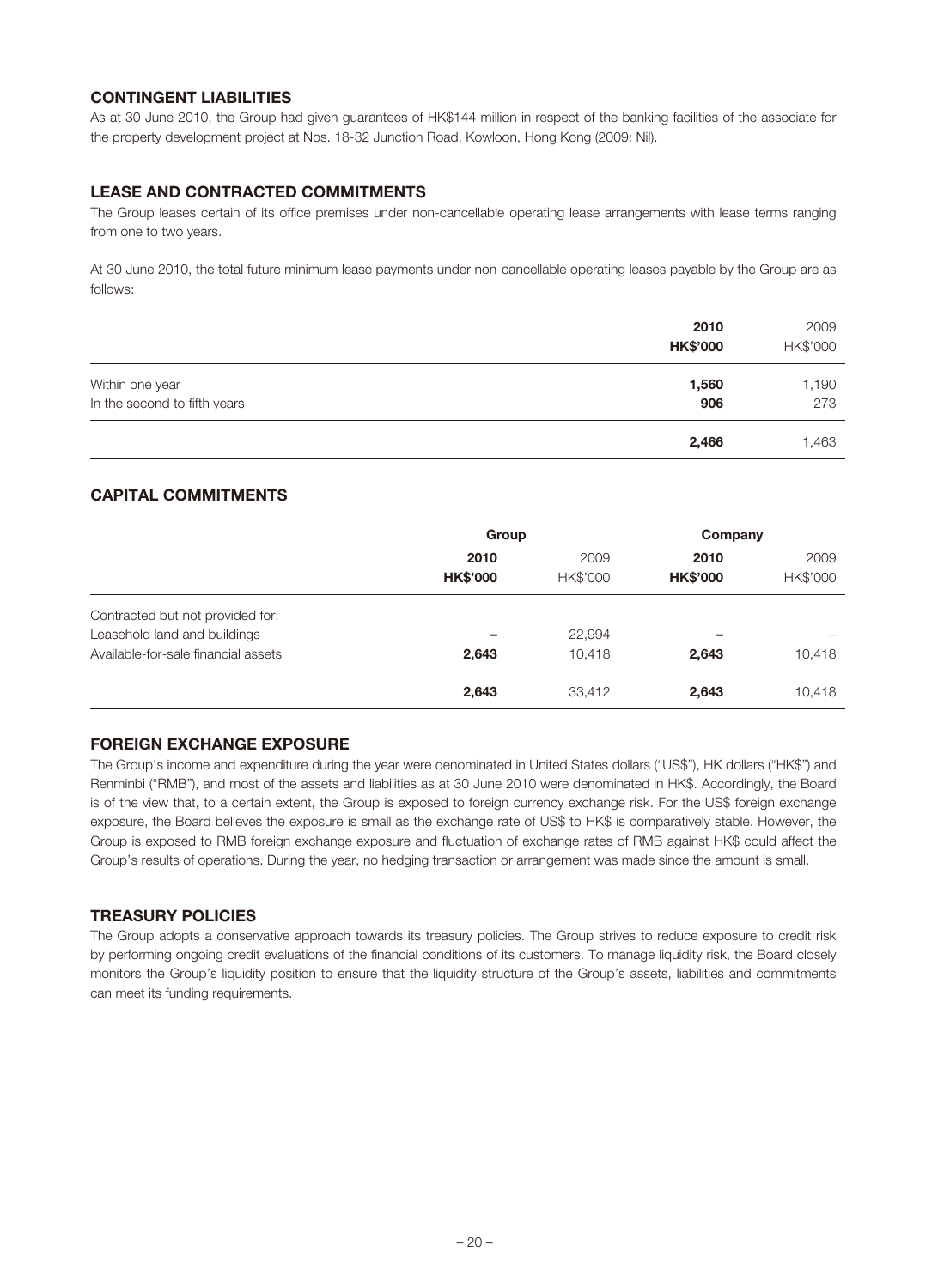## CONTINGENT LIABILITIES

As at 30 June 2010, the Group had given guarantees of HK$144 million in respect of the banking facilities of the associate for the property development project at Nos. 18-32 Junction Road, Kowloon, Hong Kong (2009: Nil).

## LEASE AND CONTRACTED COMMITMENTS

The Group leases certain of its office premises under non-cancellable operating lease arrangements with lease terms ranging from one to two years.

At 30 June 2010, the total future minimum lease payments under non-cancellable operating leases payable by the Group are as follows:

| | **2010** | 2009 |
|---|---|---|
| | **HK$'000** | HK$'000 |
| Within one year | **1,560** | 1,190 |
| In the second to fifth years | **906** | 273 |
| | **2,466** | 1,463 |

## CAPITAL COMMITMENTS

| | Group | | Company | |
|---|---|---|---|---|
| | **2010** | 2009 | **2010** | 2009 |
| | **HK$'000** | HK$'000 | **HK$'000** | HK$'000 |
| Contracted but not provided for: | | | | |
| Leasehold land and buildings | **–** | 22,994 | **–** | – |
| Available-for-sale financial assets | **2,643** | 10,418 | **2,643** | 10,418 |
| | **2,643** | 33,412 | **2,643** | 10,418 |

## FOREIGN EXCHANGE EXPOSURE

The Group's income and expenditure during the year were denominated in United States dollars ("US$"), HK dollars ("HK$") and Renminbi ("RMB"), and most of the assets and liabilities as at 30 June 2010 were denominated in HK$. Accordingly, the Board is of the view that, to a certain extent, the Group is exposed to foreign currency exchange risk. For the US$ foreign exchange exposure, the Board believes the exposure is small as the exchange rate of US$ to HK$ is comparatively stable. However, the Group is exposed to RMB foreign exchange exposure and fluctuation of exchange rates of RMB against HK$ could affect the Group's results of operations. During the year, no hedging transaction or arrangement was made since the amount is small.

## TREASURY POLICIES

The Group adopts a conservative approach towards its treasury policies. The Group strives to reduce exposure to credit risk by performing ongoing credit evaluations of the financial conditions of its customers. To manage liquidity risk, the Board closely monitors the Group's liquidity position to ensure that the liquidity structure of the Group's assets, liabilities and commitments can meet its funding requirements.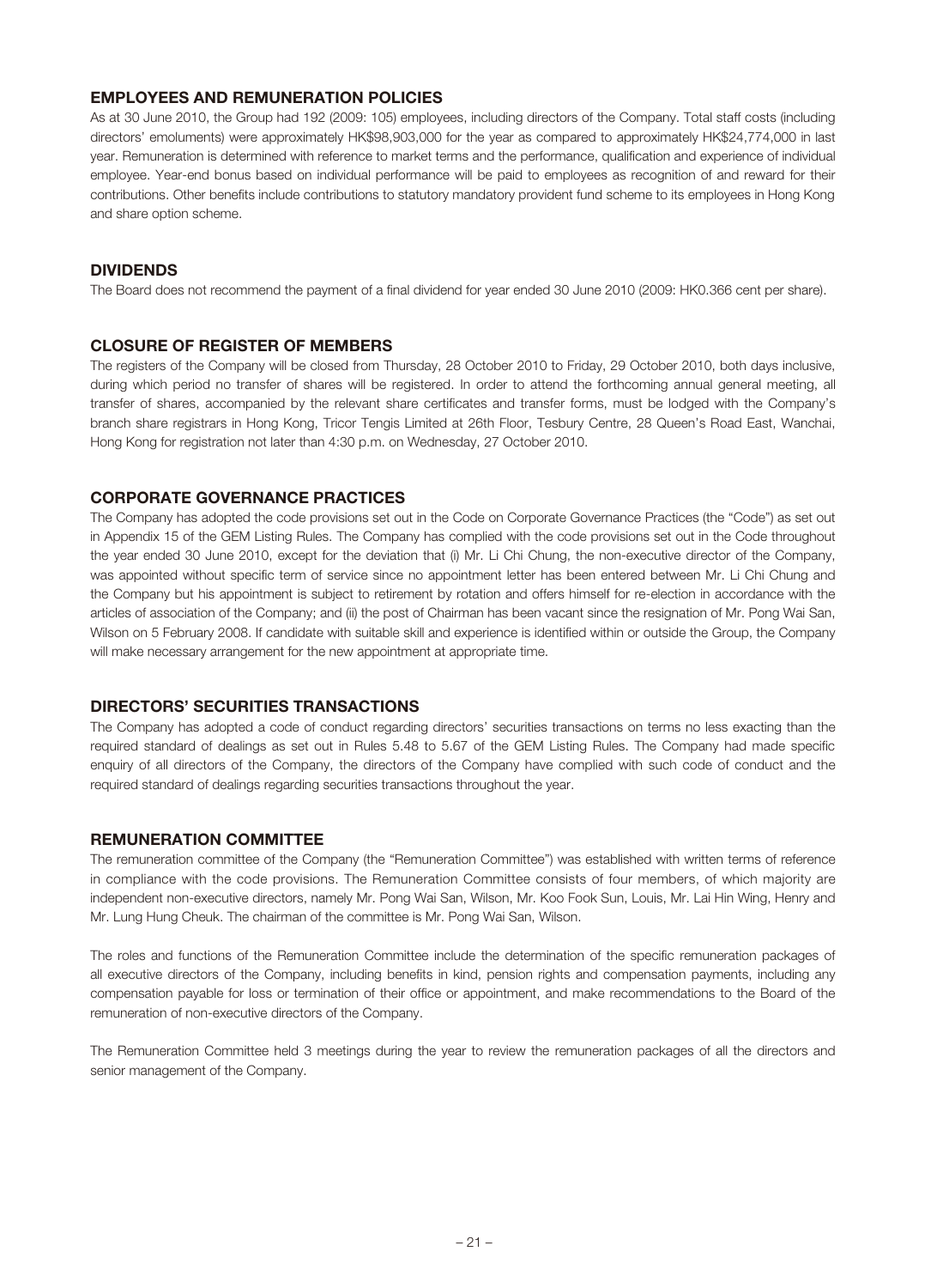## EMPLOYEES AND REMUNERATION POLICIES

As at 30 June 2010, the Group had 192 (2009: 105) employees, including directors of the Company. Total staff costs (including directors' emoluments) were approximately HK$98,903,000 for the year as compared to approximately HK$24,774,000 in last year. Remuneration is determined with reference to market terms and the performance, qualification and experience of individual employee. Year-end bonus based on individual performance will be paid to employees as recognition of and reward for their contributions. Other benefits include contributions to statutory mandatory provident fund scheme to its employees in Hong Kong and share option scheme.

## DIVIDENDS

The Board does not recommend the payment of a final dividend for year ended 30 June 2010 (2009: HK0.366 cent per share).

## CLOSURE OF REGISTER OF MEMBERS

The registers of the Company will be closed from Thursday, 28 October 2010 to Friday, 29 October 2010, both days inclusive, during which period no transfer of shares will be registered. In order to attend the forthcoming annual general meeting, all transfer of shares, accompanied by the relevant share certificates and transfer forms, must be lodged with the Company's branch share registrars in Hong Kong, Tricor Tengis Limited at 26th Floor, Tesbury Centre, 28 Queen's Road East, Wanchai, Hong Kong for registration not later than 4:30 p.m. on Wednesday, 27 October 2010.

## CORPORATE GOVERNANCE PRACTICES

The Company has adopted the code provisions set out in the Code on Corporate Governance Practices (the "Code") as set out in Appendix 15 of the GEM Listing Rules. The Company has complied with the code provisions set out in the Code throughout the year ended 30 June 2010, except for the deviation that (i) Mr. Li Chi Chung, the non-executive director of the Company, was appointed without specific term of service since no appointment letter has been entered between Mr. Li Chi Chung and the Company but his appointment is subject to retirement by rotation and offers himself for re-election in accordance with the articles of association of the Company; and (ii) the post of Chairman has been vacant since the resignation of Mr. Pong Wai San, Wilson on 5 February 2008. If candidate with suitable skill and experience is identified within or outside the Group, the Company will make necessary arrangement for the new appointment at appropriate time.

## DIRECTORS' SECURITIES TRANSACTIONS

The Company has adopted a code of conduct regarding directors' securities transactions on terms no less exacting than the required standard of dealings as set out in Rules 5.48 to 5.67 of the GEM Listing Rules. The Company had made specific enquiry of all directors of the Company, the directors of the Company have complied with such code of conduct and the required standard of dealings regarding securities transactions throughout the year.

## REMUNERATION COMMITTEE

The remuneration committee of the Company (the "Remuneration Committee") was established with written terms of reference in compliance with the code provisions. The Remuneration Committee consists of four members, of which majority are independent non-executive directors, namely Mr. Pong Wai San, Wilson, Mr. Koo Fook Sun, Louis, Mr. Lai Hin Wing, Henry and Mr. Lung Hung Cheuk. The chairman of the committee is Mr. Pong Wai San, Wilson.

The roles and functions of the Remuneration Committee include the determination of the specific remuneration packages of all executive directors of the Company, including benefits in kind, pension rights and compensation payments, including any compensation payable for loss or termination of their office or appointment, and make recommendations to the Board of the remuneration of non-executive directors of the Company.

The Remuneration Committee held 3 meetings during the year to review the remuneration packages of all the directors and senior management of the Company.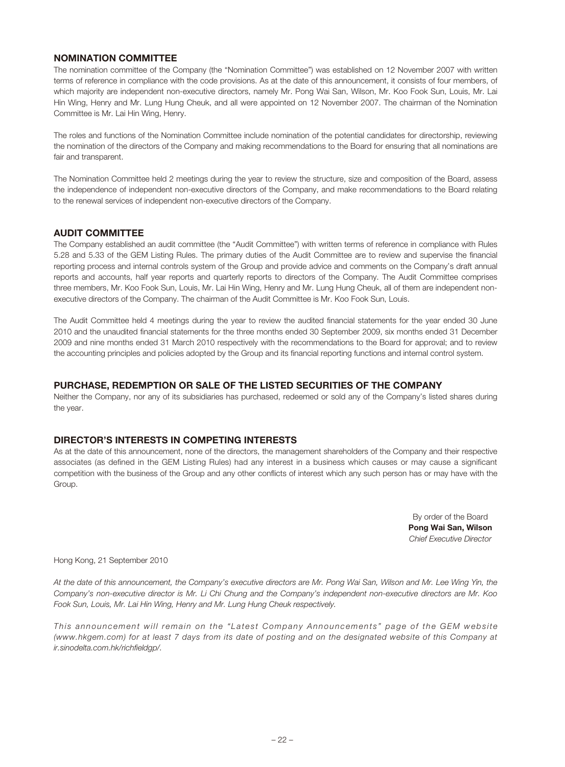## NOMINATION COMMITTEE

The nomination committee of the Company (the "Nomination Committee") was established on 12 November 2007 with written terms of reference in compliance with the code provisions. As at the date of this announcement, it consists of four members, of which majority are independent non-executive directors, namely Mr. Pong Wai San, Wilson, Mr. Koo Fook Sun, Louis, Mr. Lai Hin Wing, Henry and Mr. Lung Hung Cheuk, and all were appointed on 12 November 2007. The chairman of the Nomination Committee is Mr. Lai Hin Wing, Henry.

The roles and functions of the Nomination Committee include nomination of the potential candidates for directorship, reviewing the nomination of the directors of the Company and making recommendations to the Board for ensuring that all nominations are fair and transparent.

The Nomination Committee held 2 meetings during the year to review the structure, size and composition of the Board, assess the independence of independent non-executive directors of the Company, and make recommendations to the Board relating to the renewal services of independent non-executive directors of the Company.

## AUDIT COMMITTEE

The Company established an audit committee (the "Audit Committee") with written terms of reference in compliance with Rules 5.28 and 5.33 of the GEM Listing Rules. The primary duties of the Audit Committee are to review and supervise the financial reporting process and internal controls system of the Group and provide advice and comments on the Company's draft annual reports and accounts, half year reports and quarterly reports to directors of the Company. The Audit Committee comprises three members, Mr. Koo Fook Sun, Louis, Mr. Lai Hin Wing, Henry and Mr. Lung Hung Cheuk, all of them are independent non-executive directors of the Company. The chairman of the Audit Committee is Mr. Koo Fook Sun, Louis.

The Audit Committee held 4 meetings during the year to review the audited financial statements for the year ended 30 June 2010 and the unaudited financial statements for the three months ended 30 September 2009, six months ended 31 December 2009 and nine months ended 31 March 2010 respectively with the recommendations to the Board for approval; and to review the accounting principles and policies adopted by the Group and its financial reporting functions and internal control system.

## PURCHASE, REDEMPTION OR SALE OF THE LISTED SECURITIES OF THE COMPANY

Neither the Company, nor any of its subsidiaries has purchased, redeemed or sold any of the Company's listed shares during the year.

## DIRECTOR'S INTERESTS IN COMPETING INTERESTS

As at the date of this announcement, none of the directors, the management shareholders of the Company and their respective associates (as defined in the GEM Listing Rules) had any interest in a business which causes or may cause a significant competition with the business of the Group and any other conflicts of interest which any such person has or may have with the Group.

By order of the Board
**Pong Wai San, Wilson**
*Chief Executive Director*

Hong Kong, 21 September 2010

*At the date of this announcement, the Company's executive directors are Mr. Pong Wai San, Wilson and Mr. Lee Wing Yin, the Company's non-executive director is Mr. Li Chi Chung and the Company's independent non-executive directors are Mr. Koo Fook Sun, Louis, Mr. Lai Hin Wing, Henry and Mr. Lung Hung Cheuk respectively.*

*This announcement will remain on the "Latest Company Announcements" page of the GEM website (www.hkgem.com) for at least 7 days from its date of posting and on the designated website of this Company at ir.sinodelta.com.hk/richfieldgp/.*